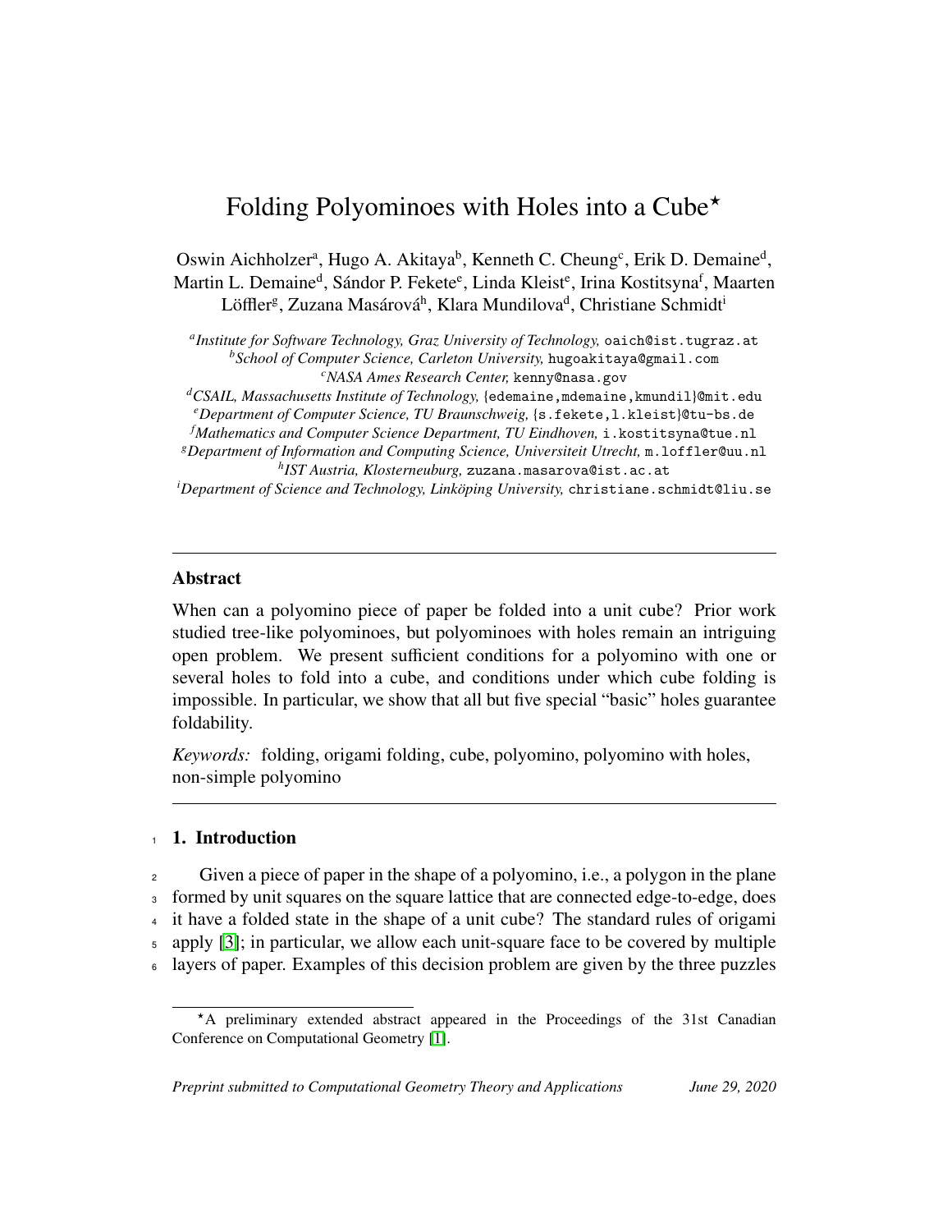# Folding Polyominoes with Holes into a Cube*

Oswin Aichholzer[a], Hugo A. Akitaya[b], Kenneth C. Cheung[c], Erik D. Demaine[d], Martin L. Demaine[d], Sándor P. Fekete[e], Linda Kleist[e], Irina Kostitsyna[f], Maarten Löffler[g], Zuzana Masárová[h], Klara Mundilova[d], Christiane Schmidt[i]

[a] *Institute for Software Technology, Graz University of Technology,* oaich@ist.tugraz.at
[b] *School of Computer Science, Carleton University,* hugoakitaya@gmail.com
[c] *NASA Ames Research Center,* kenny@nasa.gov
[d] *CSAIL, Massachusetts Institute of Technology,* {edemaine,mdemaine,kmundil}@mit.edu
[e] *Department of Computer Science, TU Braunschweig,* {s.fekete,l.kleist}@tu-bs.de
[f] *Mathematics and Computer Science Department, TU Eindhoven,* i.kostitsyna@tue.nl
[g] *Department of Information and Computing Science, Universiteit Utrecht,* m.loffler@uu.nl
[h] *IST Austria, Klosterneuburg,* zuzana.masarova@ist.ac.at
[i] *Department of Science and Technology, Linköping University,* christiane.schmidt@liu.se

## Abstract

When can a polyomino piece of paper be folded into a unit cube? Prior work studied tree-like polyominoes, but polyominoes with holes remain an intriguing open problem. We present sufficient conditions for a polyomino with one or several holes to fold into a cube, and conditions under which cube folding is impossible. In particular, we show that all but five special "basic" holes guarantee foldability.

*Keywords:* folding, origami folding, cube, polyomino, polyomino with holes, non-simple polyomino

## 1. Introduction

Given a piece of paper in the shape of a polyomino, i.e., a polygon in the plane formed by unit squares on the square lattice that are connected edge-to-edge, does it have a folded state in the shape of a unit cube? The standard rules of origami apply [3]; in particular, we allow each unit-square face to be covered by multiple layers of paper. Examples of this decision problem are given by the three puzzles

*A preliminary extended abstract appeared in the Proceedings of the 31st Canadian Conference on Computational Geometry [1].

*Preprint submitted to Computational Geometry Theory and Applications* June 29, 2020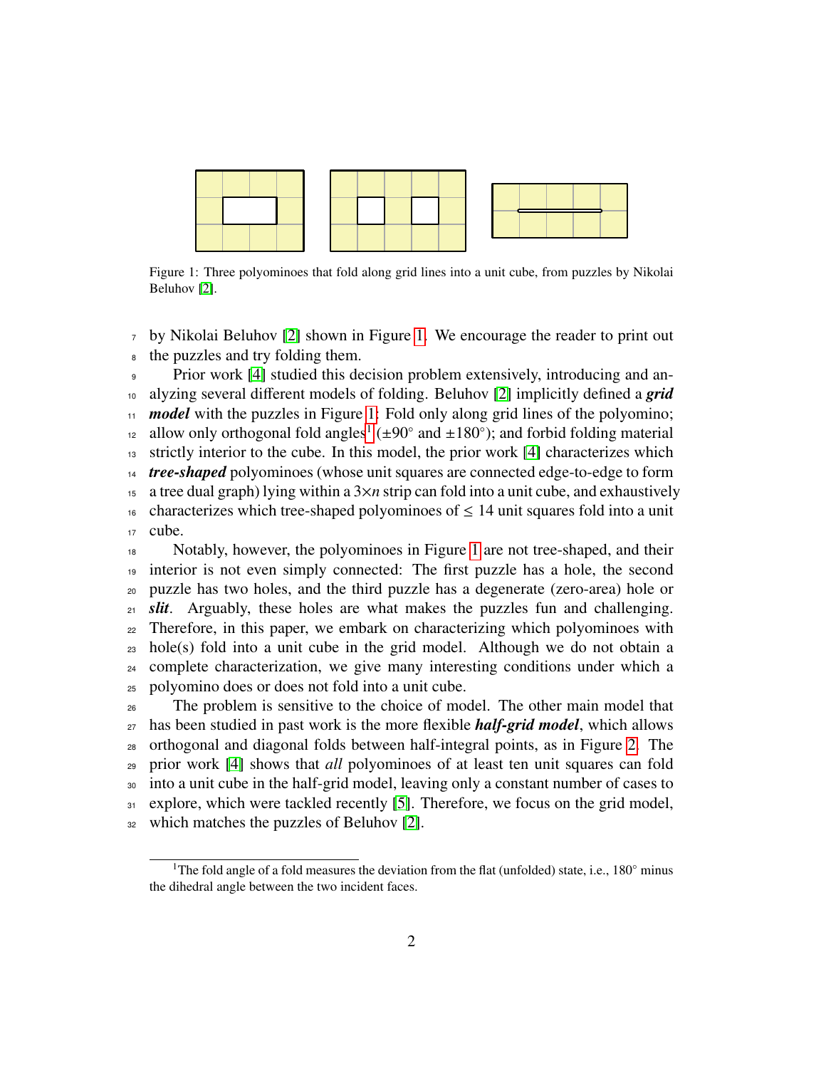Figure 1: Three polyominoes that fold along grid lines into a unit cube, from puzzles by Nikolai Beluhov [2].

by Nikolai Beluhov [2] shown in Figure 1. We encourage the reader to print out the puzzles and try folding them.

Prior work [4] studied this decision problem extensively, introducing and analyzing several different models of folding. Beluhov [2] implicitly defined a ***grid model*** with the puzzles in Figure 1: Fold only along grid lines of the polyomino; allow only orthogonal fold angles[1] ($\pm 90^\circ$ and $\pm 180^\circ$); and forbid folding material strictly interior to the cube. In this model, the prior work [4] characterizes which ***tree-shaped*** polyominoes (whose unit squares are connected edge-to-edge to form a tree dual graph) lying within a $3\times n$ strip can fold into a unit cube, and exhaustively characterizes which tree-shaped polyominoes of $\leq 14$ unit squares fold into a unit cube.

Notably, however, the polyominoes in Figure 1 are not tree-shaped, and their interior is not even simply connected: The first puzzle has a hole, the second puzzle has two holes, and the third puzzle has a degenerate (zero-area) hole or ***slit***. Arguably, these holes are what makes the puzzles fun and challenging. Therefore, in this paper, we embark on characterizing which polyominoes with hole(s) fold into a unit cube in the grid model. Although we do not obtain a complete characterization, we give many interesting conditions under which a polyomino does or does not fold into a unit cube.

The problem is sensitive to the choice of model. The other main model that has been studied in past work is the more flexible ***half-grid model***, which allows orthogonal and diagonal folds between half-integral points, as in Figure 2. The prior work [4] shows that *all* polyominoes of at least ten unit squares can fold into a unit cube in the half-grid model, leaving only a constant number of cases to explore, which were tackled recently [5]. Therefore, we focus on the grid model, which matches the puzzles of Beluhov [2].

[1] The fold angle of a fold measures the deviation from the flat (unfolded) state, i.e., $180^\circ$ minus the dihedral angle between the two incident faces.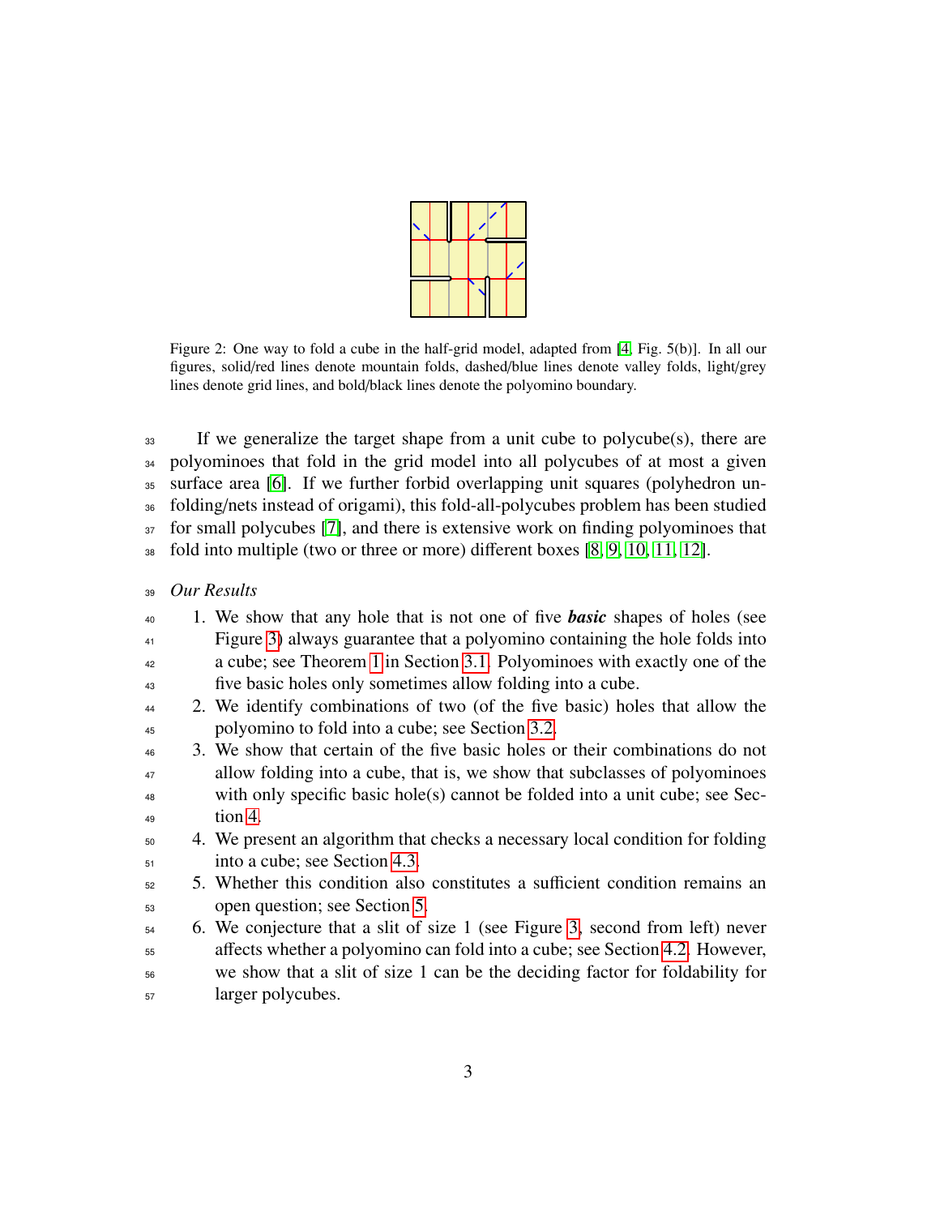Figure 2: One way to fold a cube in the half-grid model, adapted from [4, Fig. 5(b)]. In all our figures, solid/red lines denote mountain folds, dashed/blue lines denote valley folds, light/grey lines denote grid lines, and bold/black lines denote the polyomino boundary.

If we generalize the target shape from a unit cube to polycube(s), there are polyominoes that fold in the grid model into all polycubes of at most a given surface area [6]. If we further forbid overlapping unit squares (polyhedron unfolding/nets instead of origami), this fold-all-polycubes problem has been studied for small polycubes [7], and there is extensive work on finding polyominoes that fold into multiple (two or three or more) different boxes [8, 9, 10, 11, 12].

*Our Results*

1. We show that any hole that is not one of five ***basic*** shapes of holes (see Figure 3) always guarantee that a polyomino containing the hole folds into a cube; see Theorem 1 in Section 3.1. Polyominoes with exactly one of the five basic holes only sometimes allow folding into a cube.
2. We identify combinations of two (of the five basic) holes that allow the polyomino to fold into a cube; see Section 3.2.
3. We show that certain of the five basic holes or their combinations do not allow folding into a cube, that is, we show that subclasses of polyominoes with only specific basic hole(s) cannot be folded into a unit cube; see Section 4.
4. We present an algorithm that checks a necessary local condition for folding into a cube; see Section 4.3.
5. Whether this condition also constitutes a sufficient condition remains an open question; see Section 5.
6. We conjecture that a slit of size 1 (see Figure 3, second from left) never affects whether a polyomino can fold into a cube; see Section 4.2. However, we show that a slit of size 1 can be the deciding factor for foldability for larger polycubes.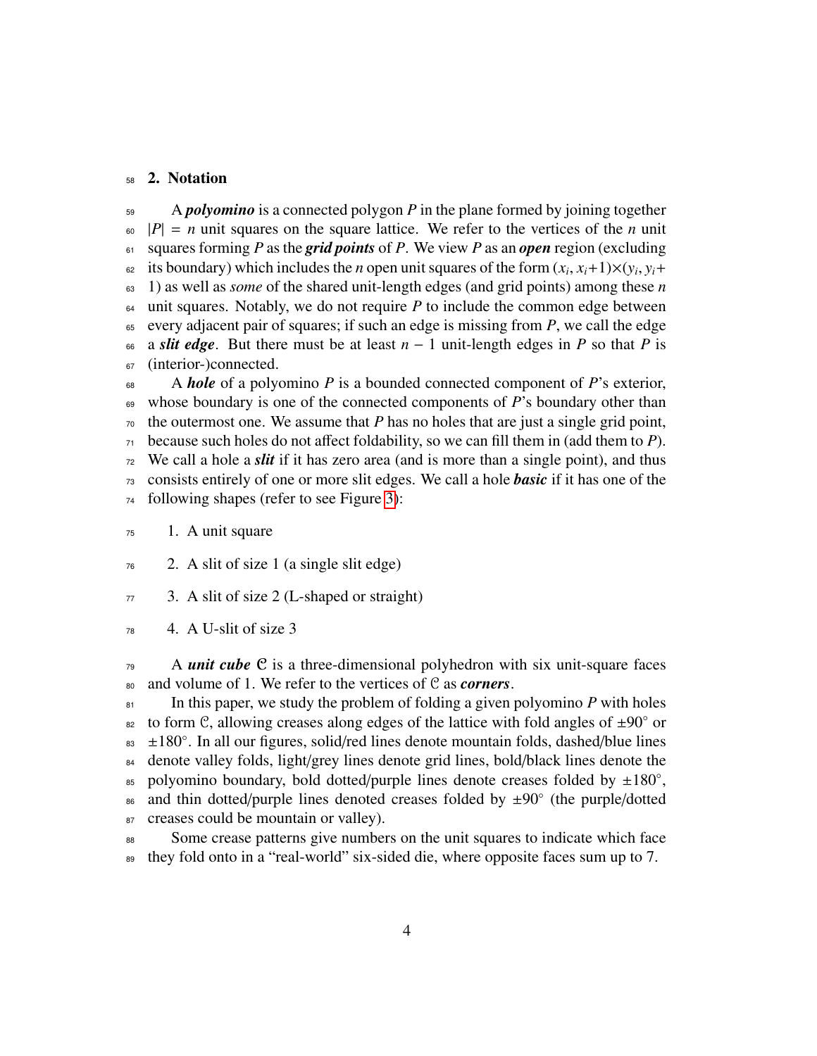## 2. Notation

A ***polyomino*** is a connected polygon $P$ in the plane formed by joining together $|P| = n$ unit squares on the square lattice. We refer to the vertices of the $n$ unit squares forming $P$ as the ***grid points*** of $P$. We view $P$ as an ***open*** region (excluding its boundary) which includes the $n$ open unit squares of the form $(x_i, x_i{+}1)\times(y_i, y_i{+}1)$ as well as *some* of the shared unit-length edges (and grid points) among these $n$ unit squares. Notably, we do not require $P$ to include the common edge between every adjacent pair of squares; if such an edge is missing from $P$, we call the edge a ***slit edge***. But there must be at least $n - 1$ unit-length edges in $P$ so that $P$ is (interior-)connected.

A ***hole*** of a polyomino $P$ is a bounded connected component of $P$'s exterior, whose boundary is one of the connected components of $P$'s boundary other than the outermost one. We assume that $P$ has no holes that are just a single grid point, because such holes do not affect foldability, so we can fill them in (add them to $P$). We call a hole a ***slit*** if it has zero area (and is more than a single point), and thus consists entirely of one or more slit edges. We call a hole ***basic*** if it has one of the following shapes (refer to see Figure 3):

1. A unit square
2. A slit of size 1 (a single slit edge)
3. A slit of size 2 (L-shaped or straight)
4. A U-slit of size 3

A ***unit cube*** $\mathcal{C}$ is a three-dimensional polyhedron with six unit-square faces and volume of 1. We refer to the vertices of $\mathcal{C}$ as ***corners***.

In this paper, we study the problem of folding a given polyomino $P$ with holes to form $\mathcal{C}$, allowing creases along edges of the lattice with fold angles of $\pm 90^\circ$ or $\pm 180^\circ$. In all our figures, solid/red lines denote mountain folds, dashed/blue lines denote valley folds, light/grey lines denote grid lines, bold/black lines denote the polyomino boundary, bold dotted/purple lines denote creases folded by $\pm 180^\circ$, and thin dotted/purple lines denoted creases folded by $\pm 90^\circ$ (the purple/dotted creases could be mountain or valley).

Some crease patterns give numbers on the unit squares to indicate which face they fold onto in a "real-world" six-sided die, where opposite faces sum up to 7.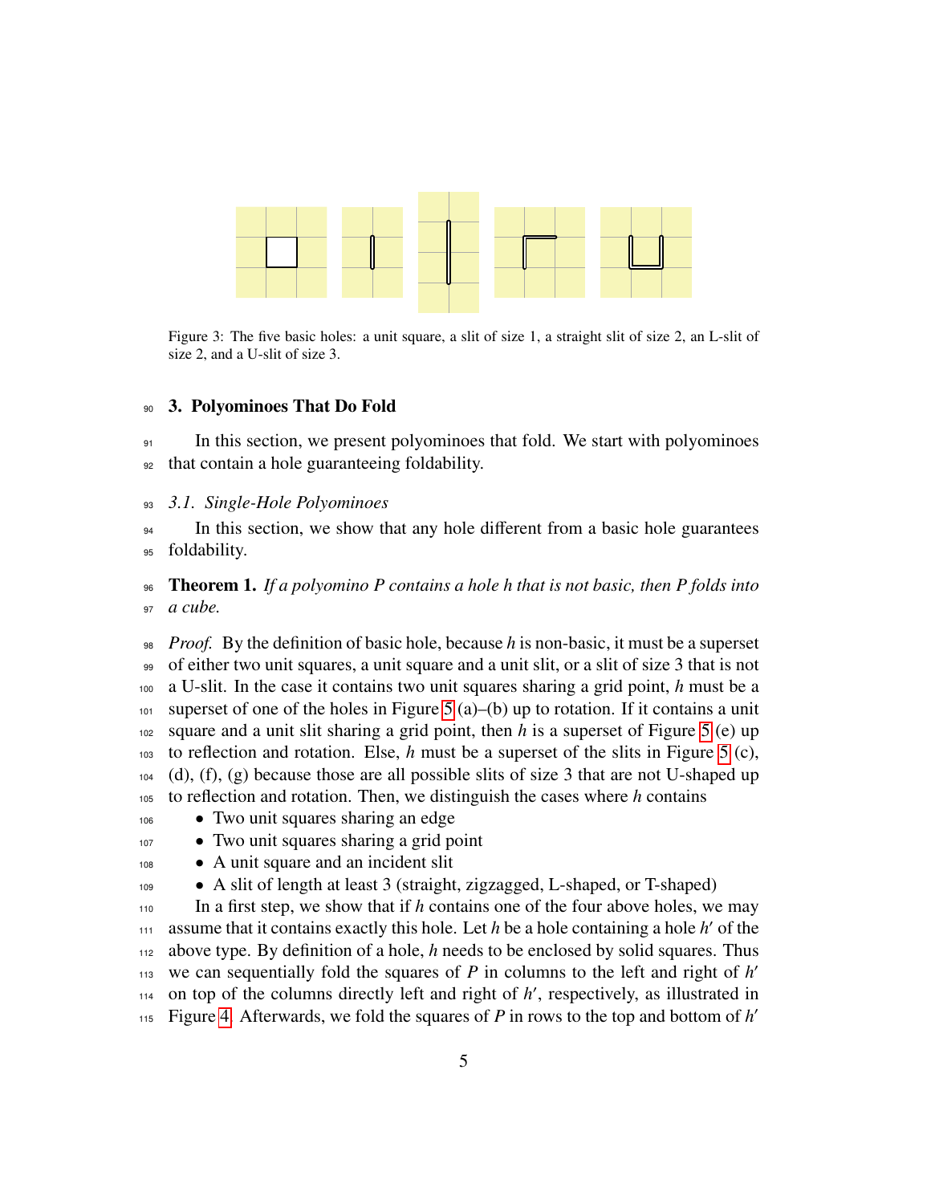Figure 3: The five basic holes: a unit square, a slit of size 1, a straight slit of size 2, an L-slit of size 2, and a U-slit of size 3.

## 3. Polyominoes That Do Fold

In this section, we present polyominoes that fold. We start with polyominoes that contain a hole guaranteeing foldability.

### 3.1. Single-Hole Polyominoes

In this section, we show that any hole different from a basic hole guarantees foldability.

**Theorem 1.** *If a polyomino $P$ contains a hole $h$ that is not basic, then $P$ folds into a cube.*

*Proof.* By the definition of basic hole, because $h$ is non-basic, it must be a superset of either two unit squares, a unit square and a unit slit, or a slit of size 3 that is not a U-slit. In the case it contains two unit squares sharing a grid point, $h$ must be a superset of one of the holes in Figure 5 (a)–(b) up to rotation. If it contains a unit square and a unit slit sharing a grid point, then $h$ is a superset of Figure 5 (e) up to reflection and rotation. Else, $h$ must be a superset of the slits in Figure 5 (c), (d), (f), (g) because those are all possible slits of size 3 that are not U-shaped up to reflection and rotation. Then, we distinguish the cases where $h$ contains

- Two unit squares sharing an edge
- Two unit squares sharing a grid point
- A unit square and an incident slit
- A slit of length at least 3 (straight, zigzagged, L-shaped, or T-shaped)

In a first step, we show that if $h$ contains one of the four above holes, we may assume that it contains exactly this hole. Let $h$ be a hole containing a hole $h'$ of the above type. By definition of a hole, $h$ needs to be enclosed by solid squares. Thus we can sequentially fold the squares of $P$ in columns to the left and right of $h'$ on top of the columns directly left and right of $h'$, respectively, as illustrated in Figure 4. Afterwards, we fold the squares of $P$ in rows to the top and bottom of $h'$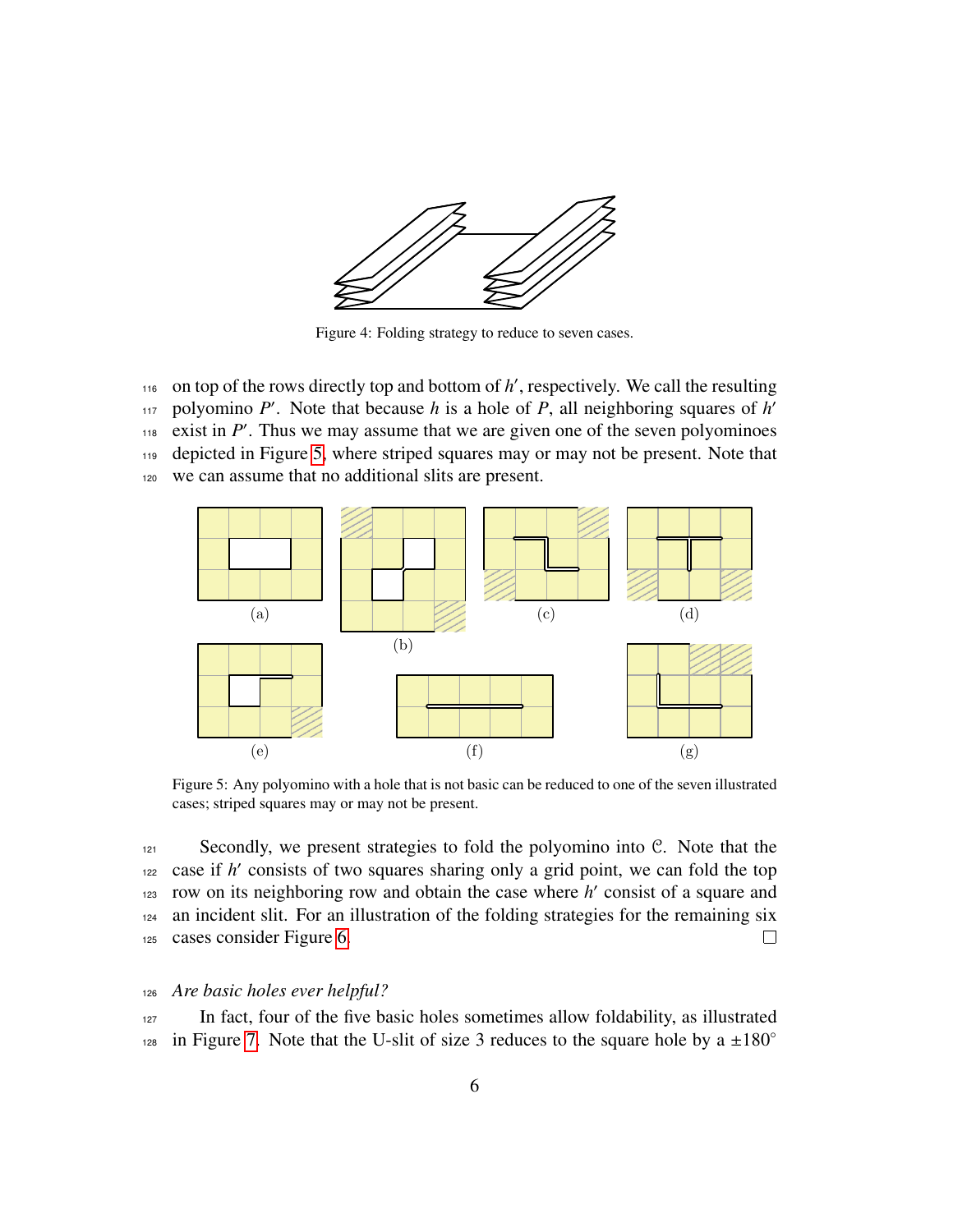Figure 4: Folding strategy to reduce to seven cases.

on top of the rows directly top and bottom of $h'$, respectively. We call the resulting polyomino $P'$. Note that because $h$ is a hole of $P$, all neighboring squares of $h'$ exist in $P'$. Thus we may assume that we are given one of the seven polyominoes depicted in Figure 5, where striped squares may or may not be present. Note that we can assume that no additional slits are present.

(a) (b) (c) (d)

(e) (f) (g)

Figure 5: Any polyomino with a hole that is not basic can be reduced to one of the seven illustrated cases; striped squares may or may not be present.

Secondly, we present strategies to fold the polyomino into $\mathcal{C}$. Note that the case if $h'$ consists of two squares sharing only a grid point, we can fold the top row on its neighboring row and obtain the case where $h'$ consist of a square and an incident slit. For an illustration of the folding strategies for the remaining six cases consider Figure 6. □

*Are basic holes ever helpful?*

In fact, four of the five basic holes sometimes allow foldability, as illustrated in Figure 7. Note that the U-slit of size 3 reduces to the square hole by a $\pm 180^\circ$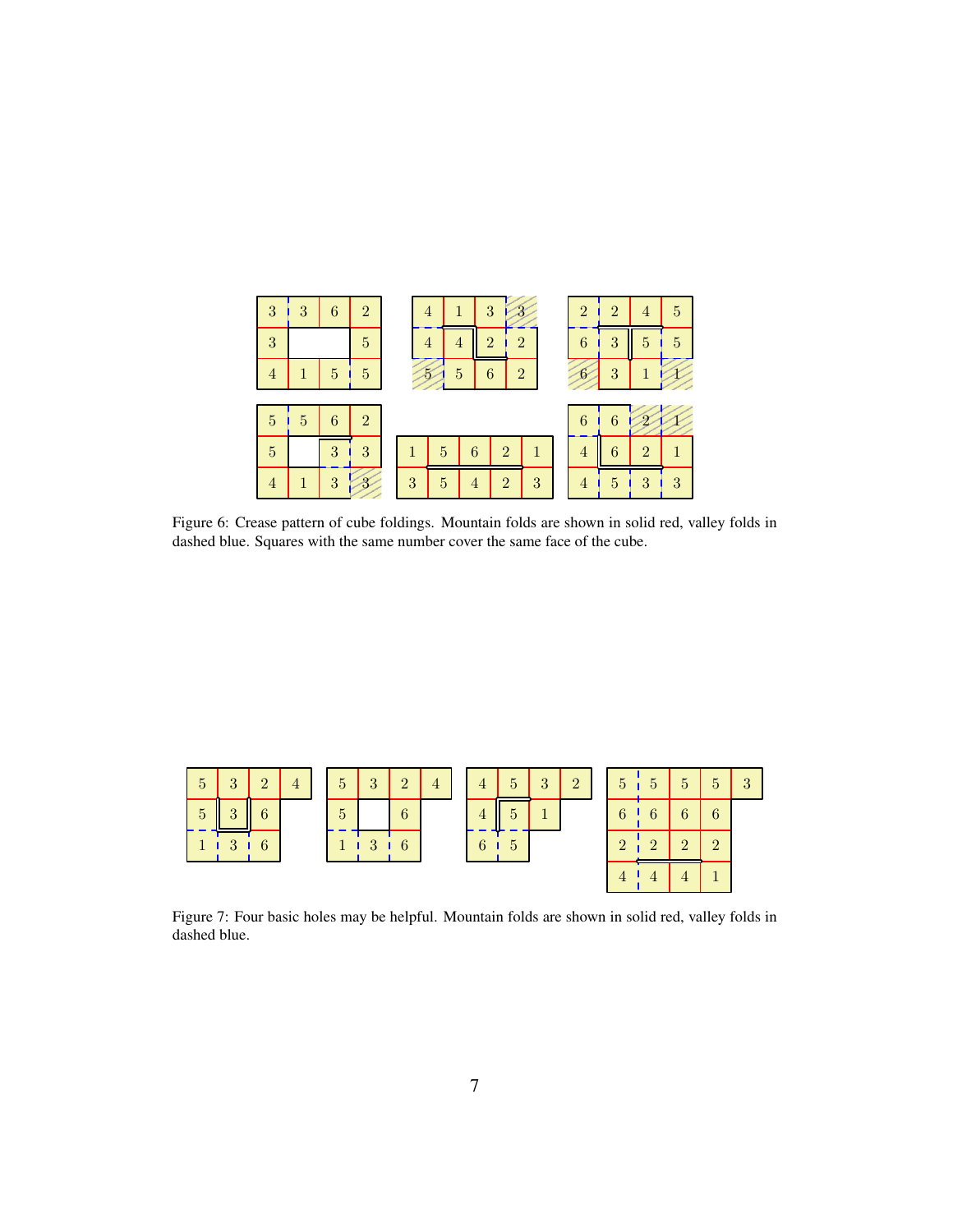Figure 6: Crease pattern of cube foldings. Mountain folds are shown in solid red, valley folds in dashed blue. Squares with the same number cover the same face of the cube.

Figure 7: Four basic holes may be helpful. Mountain folds are shown in solid red, valley folds in dashed blue.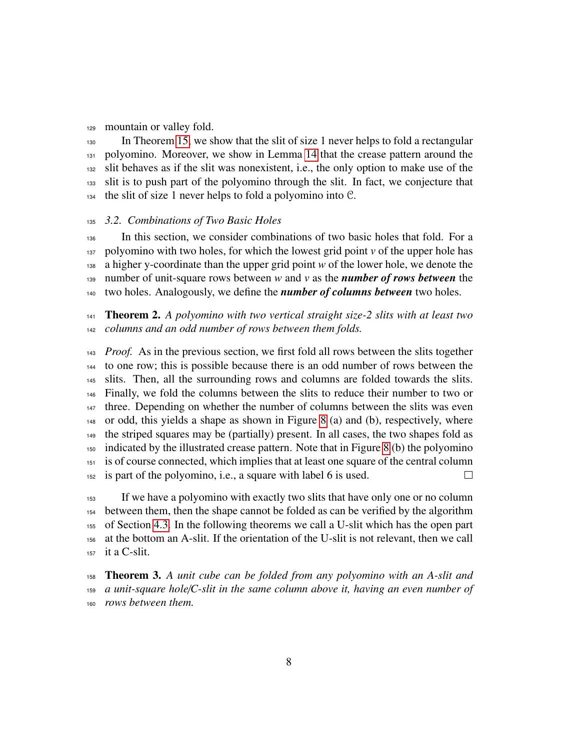mountain or valley fold.

In Theorem 15, we show that the slit of size 1 never helps to fold a rectangular polyomino. Moreover, we show in Lemma 14 that the crease pattern around the slit behaves as if the slit was nonexistent, i.e., the only option to make use of the slit is to push part of the polyomino through the slit. In fact, we conjecture that the slit of size 1 never helps to fold a polyomino into $\mathcal{C}$.

### 3.2. Combinations of Two Basic Holes

In this section, we consider combinations of two basic holes that fold. For a polyomino with two holes, for which the lowest grid point $v$ of the upper hole has a higher y-coordinate than the upper grid point $w$ of the lower hole, we denote the number of unit-square rows between $w$ and $v$ as the ***number of rows between*** the two holes. Analogously, we define the ***number of columns between*** two holes.

**Theorem 2.** *A polyomino with two vertical straight size-2 slits with at least two columns and an odd number of rows between them folds.*

*Proof.* As in the previous section, we first fold all rows between the slits together to one row; this is possible because there is an odd number of rows between the slits. Then, all the surrounding rows and columns are folded towards the slits. Finally, we fold the columns between the slits to reduce their number to two or three. Depending on whether the number of columns between the slits was even or odd, this yields a shape as shown in Figure 8 (a) and (b), respectively, where the striped squares may be (partially) present. In all cases, the two shapes fold as indicated by the illustrated crease pattern. Note that in Figure 8 (b) the polyomino is of course connected, which implies that at least one square of the central column is part of the polyomino, i.e., a square with label 6 is used. □

If we have a polyomino with exactly two slits that have only one or no column between them, then the shape cannot be folded as can be verified by the algorithm of Section 4.3. In the following theorems we call a U-slit which has the open part at the bottom an A-slit. If the orientation of the U-slit is not relevant, then we call it a C-slit.

**Theorem 3.** *A unit cube can be folded from any polyomino with an A-slit and a unit-square hole/C-slit in the same column above it, having an even number of rows between them.*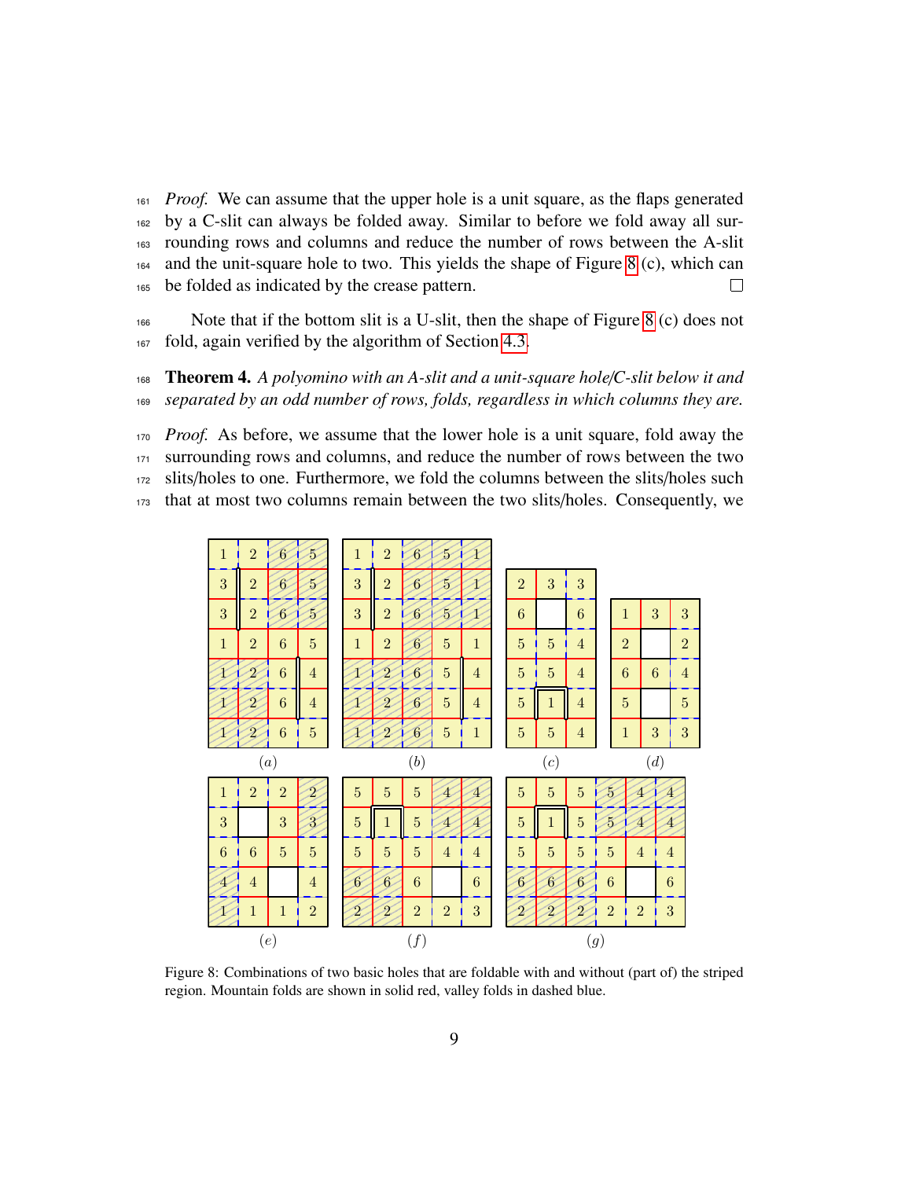*Proof.* We can assume that the upper hole is a unit square, as the flaps generated by a C-slit can always be folded away. Similar to before we fold away all surrounding rows and columns and reduce the number of rows between the A-slit and the unit-square hole to two. This yields the shape of Figure 8 (c), which can be folded as indicated by the crease pattern. □

Note that if the bottom slit is a U-slit, then the shape of Figure 8 (c) does not fold, again verified by the algorithm of Section 4.3.

**Theorem 4.** *A polyomino with an A-slit and a unit-square hole/C-slit below it and separated by an odd number of rows, folds, regardless in which columns they are.*

*Proof.* As before, we assume that the lower hole is a unit square, fold away the surrounding rows and columns, and reduce the number of rows between the two slits/holes to one. Furthermore, we fold the columns between the slits/holes such that at most two columns remain between the two slits/holes. Consequently, we

Figure 8: Combinations of two basic holes that are foldable with and without (part of) the striped region. Mountain folds are shown in solid red, valley folds in dashed blue.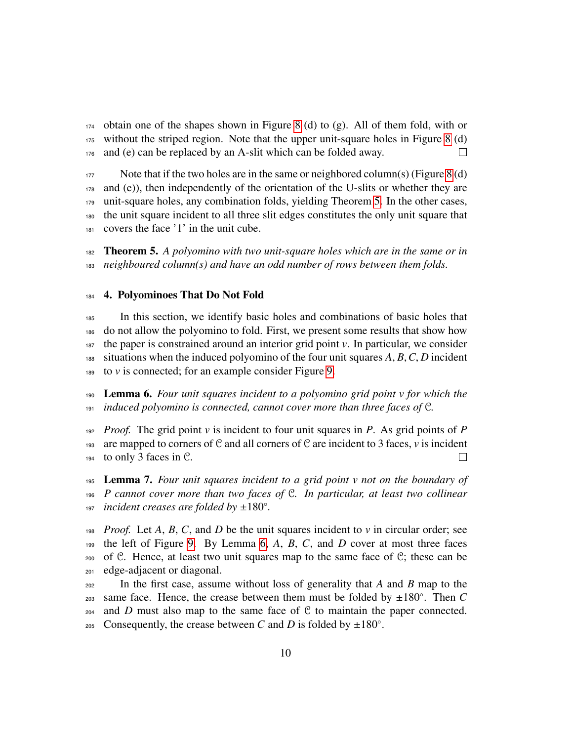obtain one of the shapes shown in Figure 8 (d) to (g). All of them fold, with or without the striped region. Note that the upper unit-square holes in Figure 8 (d) and (e) can be replaced by an A-slit which can be folded away. □

Note that if the two holes are in the same or neighbored column(s) (Figure 8 (d) and (e)), then independently of the orientation of the U-slits or whether they are unit-square holes, any combination folds, yielding Theorem 5. In the other cases, the unit square incident to all three slit edges constitutes the only unit square that covers the face '1' in the unit cube.

**Theorem 5.** *A polyomino with two unit-square holes which are in the same or in neighboured column(s) and have an odd number of rows between them folds.*

## 4. Polyominoes That Do Not Fold

In this section, we identify basic holes and combinations of basic holes that do not allow the polyomino to fold. First, we present some results that show how the paper is constrained around an interior grid point $v$. In particular, we consider situations when the induced polyomino of the four unit squares $A, B, C, D$ incident to $v$ is connected; for an example consider Figure 9.

**Lemma 6.** *Four unit squares incident to a polyomino grid point $v$ for which the induced polyomino is connected, cannot cover more than three faces of $\mathcal{C}$.*

*Proof.* The grid point $v$ is incident to four unit squares in $P$. As grid points of $P$ are mapped to corners of $\mathcal{C}$ and all corners of $\mathcal{C}$ are incident to 3 faces, $v$ is incident to only 3 faces in $\mathcal{C}$. □

**Lemma 7.** *Four unit squares incident to a grid point $v$ not on the boundary of $P$ cannot cover more than two faces of $\mathcal{C}$. In particular, at least two collinear incident creases are folded by $\pm 180°$.*

*Proof.* Let $A$, $B$, $C$, and $D$ be the unit squares incident to $v$ in circular order; see the left of Figure 9. By Lemma 6, $A$, $B$, $C$, and $D$ cover at most three faces of $\mathcal{C}$. Hence, at least two unit squares map to the same face of $\mathcal{C}$; these can be edge-adjacent or diagonal.

In the first case, assume without loss of generality that $A$ and $B$ map to the same face. Hence, the crease between them must be folded by $\pm 180°$. Then $C$ and $D$ must also map to the same face of $\mathcal{C}$ to maintain the paper connected. Consequently, the crease between $C$ and $D$ is folded by $\pm 180°$.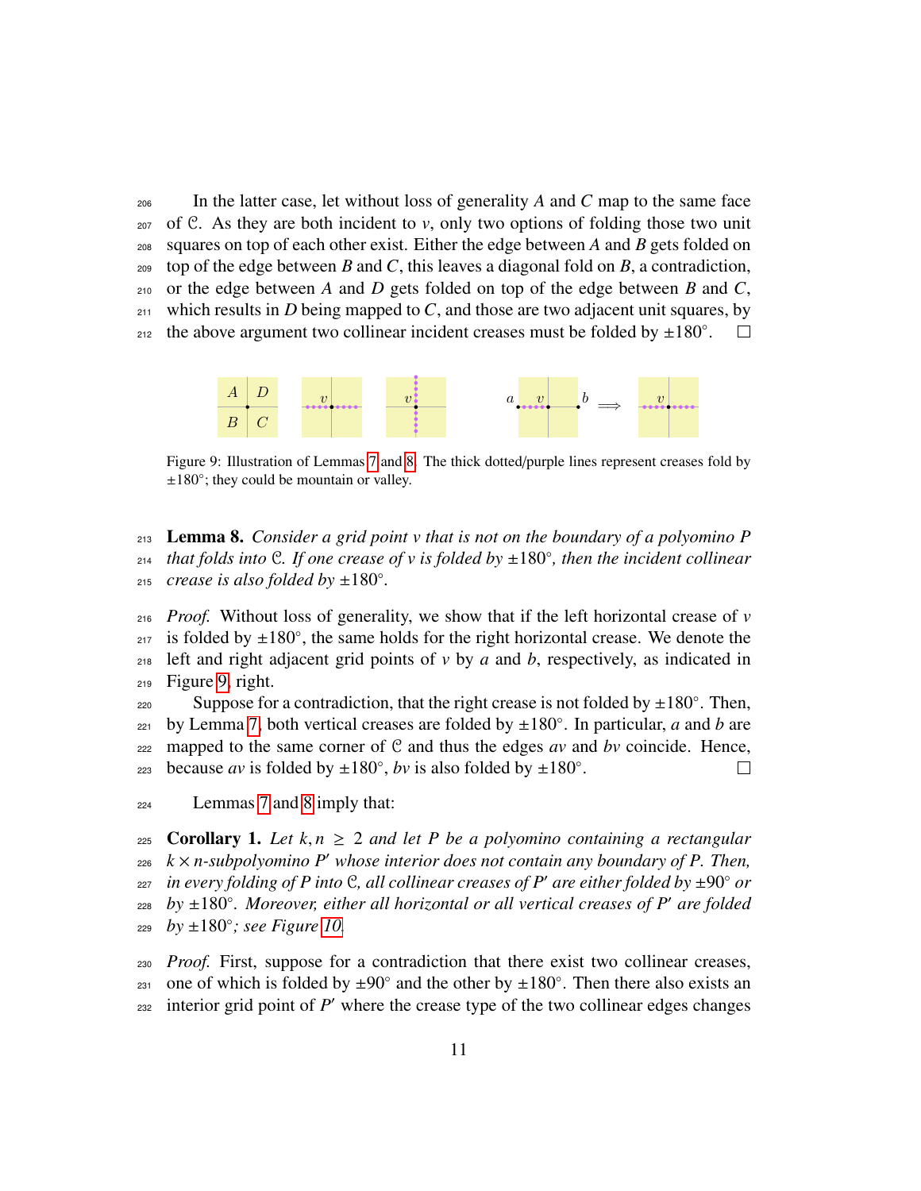In the latter case, let without loss of generality $A$ and $C$ map to the same face of $\mathcal{C}$. As they are both incident to $v$, only two options of folding those two unit squares on top of each other exist. Either the edge between $A$ and $B$ gets folded on top of the edge between $B$ and $C$, this leaves a diagonal fold on $B$, a contradiction, or the edge between $A$ and $D$ gets folded on top of the edge between $B$ and $C$, which results in $D$ being mapped to $C$, and those are two adjacent unit squares, by the above argument two collinear incident creases must be folded by $\pm 180°$. □

A D B C v v a v b ⟹ v

Figure 9: Illustration of Lemmas 7 and 8. The thick dotted/purple lines represent creases fold by $\pm 180°$; they could be mountain or valley.

**Lemma 8.** *Consider a grid point $v$ that is not on the boundary of a polyomino $P$ that folds into $\mathcal{C}$. If one crease of $v$ is folded by $\pm 180°$, then the incident collinear crease is also folded by $\pm 180°$.*

*Proof.* Without loss of generality, we show that if the left horizontal crease of $v$ is folded by $\pm 180°$, the same holds for the right horizontal crease. We denote the left and right adjacent grid points of $v$ by $a$ and $b$, respectively, as indicated in Figure 9, right.

Suppose for a contradiction, that the right crease is not folded by $\pm 180°$. Then, by Lemma 7, both vertical creases are folded by $\pm 180°$. In particular, $a$ and $b$ are mapped to the same corner of $\mathcal{C}$ and thus the edges $av$ and $bv$ coincide. Hence, because $av$ is folded by $\pm 180°$, $bv$ is also folded by $\pm 180°$. □

Lemmas 7 and 8 imply that:

**Corollary 1.** *Let $k, n \geq 2$ and let $P$ be a polyomino containing a rectangular $k \times n$-subpolyomino $P'$ whose interior does not contain any boundary of $P$. Then, in every folding of $P$ into $\mathcal{C}$, all collinear creases of $P'$ are either folded by $\pm 90°$ or by $\pm 180°$. Moreover, either all horizontal or all vertical creases of $P'$ are folded by $\pm 180°$; see Figure 10.*

*Proof.* First, suppose for a contradiction that there exist two collinear creases, one of which is folded by $\pm 90°$ and the other by $\pm 180°$. Then there also exists an interior grid point of $P'$ where the crease type of the two collinear edges changes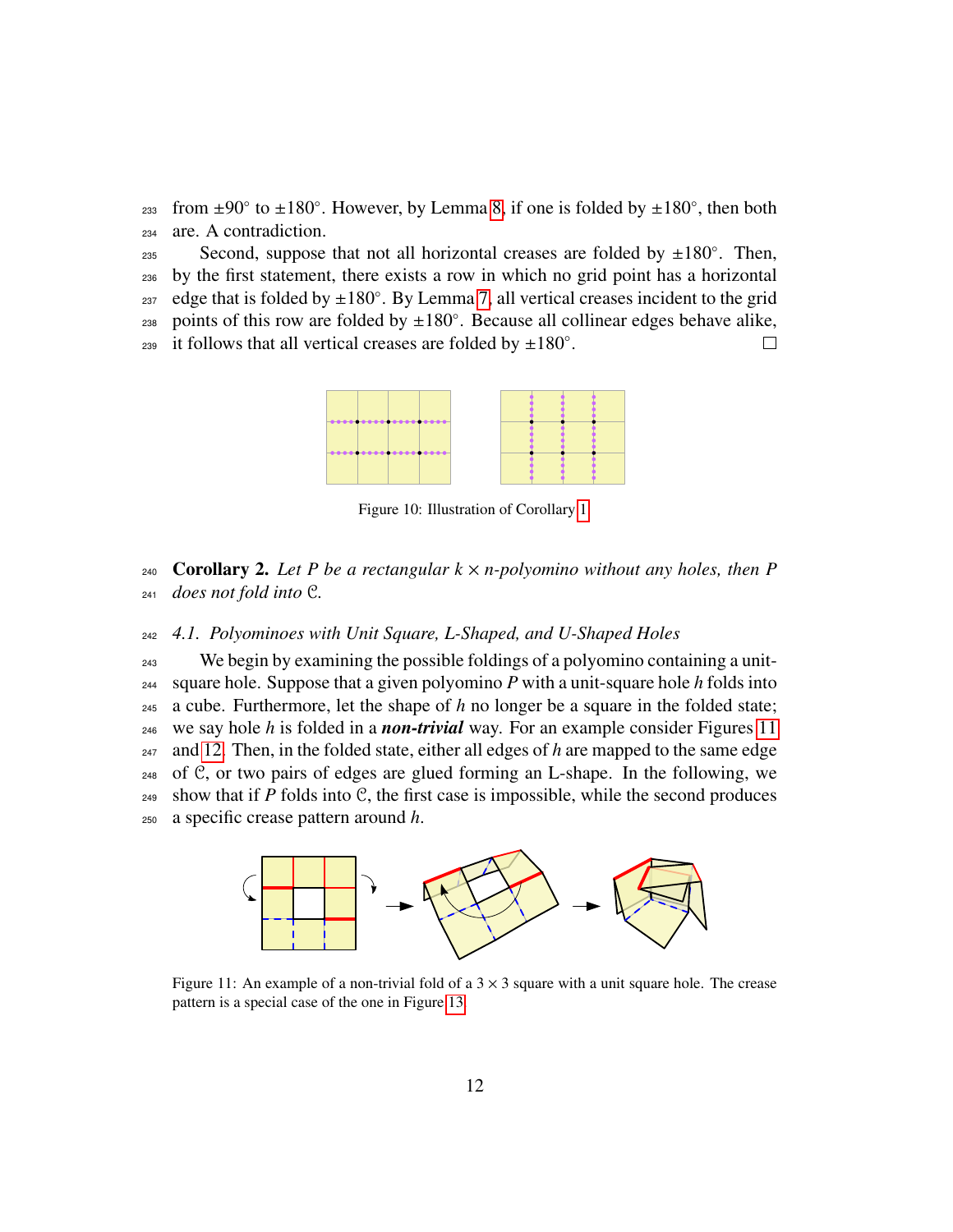from $\pm 90°$ to $\pm 180°$. However, by Lemma 8, if one is folded by $\pm 180°$, then both are. A contradiction.

Second, suppose that not all horizontal creases are folded by $\pm 180°$. Then, by the first statement, there exists a row in which no grid point has a horizontal edge that is folded by $\pm 180°$. By Lemma 7, all vertical creases incident to the grid points of this row are folded by $\pm 180°$. Because all collinear edges behave alike, it follows that all vertical creases are folded by $\pm 180°$. □

Figure 10: Illustration of Corollary 1

**Corollary 2.** *Let $P$ be a rectangular $k \times n$-polyomino without any holes, then $P$ does not fold into $\mathcal{C}$.*

### 4.1. Polyominoes with Unit Square, L-Shaped, and U-Shaped Holes

We begin by examining the possible foldings of a polyomino containing a unit-square hole. Suppose that a given polyomino $P$ with a unit-square hole $h$ folds into a cube. Furthermore, let the shape of $h$ no longer be a square in the folded state; we say hole $h$ is folded in a ***non-trivial*** way. For an example consider Figures 11 and 12. Then, in the folded state, either all edges of $h$ are mapped to the same edge of $\mathcal{C}$, or two pairs of edges are glued forming an L-shape. In the following, we show that if $P$ folds into $\mathcal{C}$, the first case is impossible, while the second produces a specific crease pattern around $h$.

Figure 11: An example of a non-trivial fold of a $3 \times 3$ square with a unit square hole. The crease pattern is a special case of the one in Figure 13.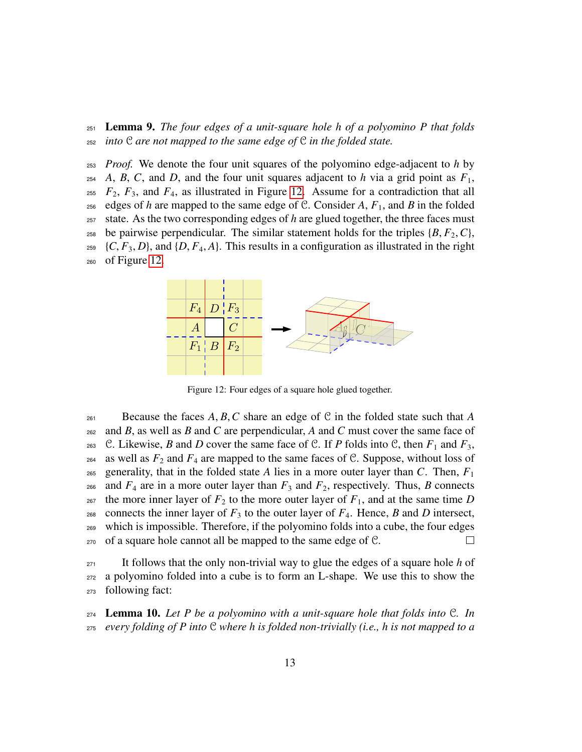**Lemma 9.** *The four edges of a unit-square hole $h$ of a polyomino $P$ that folds into $\mathcal{C}$ are not mapped to the same edge of $\mathcal{C}$ in the folded state.*

*Proof.* We denote the four unit squares of the polyomino edge-adjacent to $h$ by $A$, $B$, $C$, and $D$, and the four unit squares adjacent to $h$ via a grid point as $F_1$, $F_2$, $F_3$, and $F_4$, as illustrated in Figure 12. Assume for a contradiction that all edges of $h$ are mapped to the same edge of $\mathcal{C}$. Consider $A$, $F_1$, and $B$ in the folded state. As the two corresponding edges of $h$ are glued together, the three faces must be pairwise perpendicular. The similar statement holds for the triples $\{B, F_2, C\}$, $\{C, F_3, D\}$, and $\{D, F_4, A\}$. This results in a configuration as illustrated in the right of Figure 12.

Figure 12: Four edges of a square hole glued together.

Because the faces $A, B, C$ share an edge of $\mathcal{C}$ in the folded state such that $A$ and $B$, as well as $B$ and $C$ are perpendicular, $A$ and $C$ must cover the same face of $\mathcal{C}$. Likewise, $B$ and $D$ cover the same face of $\mathcal{C}$. If $P$ folds into $\mathcal{C}$, then $F_1$ and $F_3$, as well as $F_2$ and $F_4$ are mapped to the same faces of $\mathcal{C}$. Suppose, without loss of generality, that in the folded state $A$ lies in a more outer layer than $C$. Then, $F_1$ and $F_4$ are in a more outer layer than $F_3$ and $F_2$, respectively. Thus, $B$ connects the more inner layer of $F_2$ to the more outer layer of $F_1$, and at the same time $D$ connects the inner layer of $F_3$ to the outer layer of $F_4$. Hence, $B$ and $D$ intersect, which is impossible. Therefore, if the polyomino folds into a cube, the four edges of a square hole cannot all be mapped to the same edge of $\mathcal{C}$. □

It follows that the only non-trivial way to glue the edges of a square hole $h$ of a polyomino folded into a cube is to form an L-shape. We use this to show the following fact:

**Lemma 10.** *Let $P$ be a polyomino with a unit-square hole that folds into $\mathcal{C}$. In every folding of $P$ into $\mathcal{C}$ where $h$ is folded non-trivially (i.e., $h$ is not mapped to a*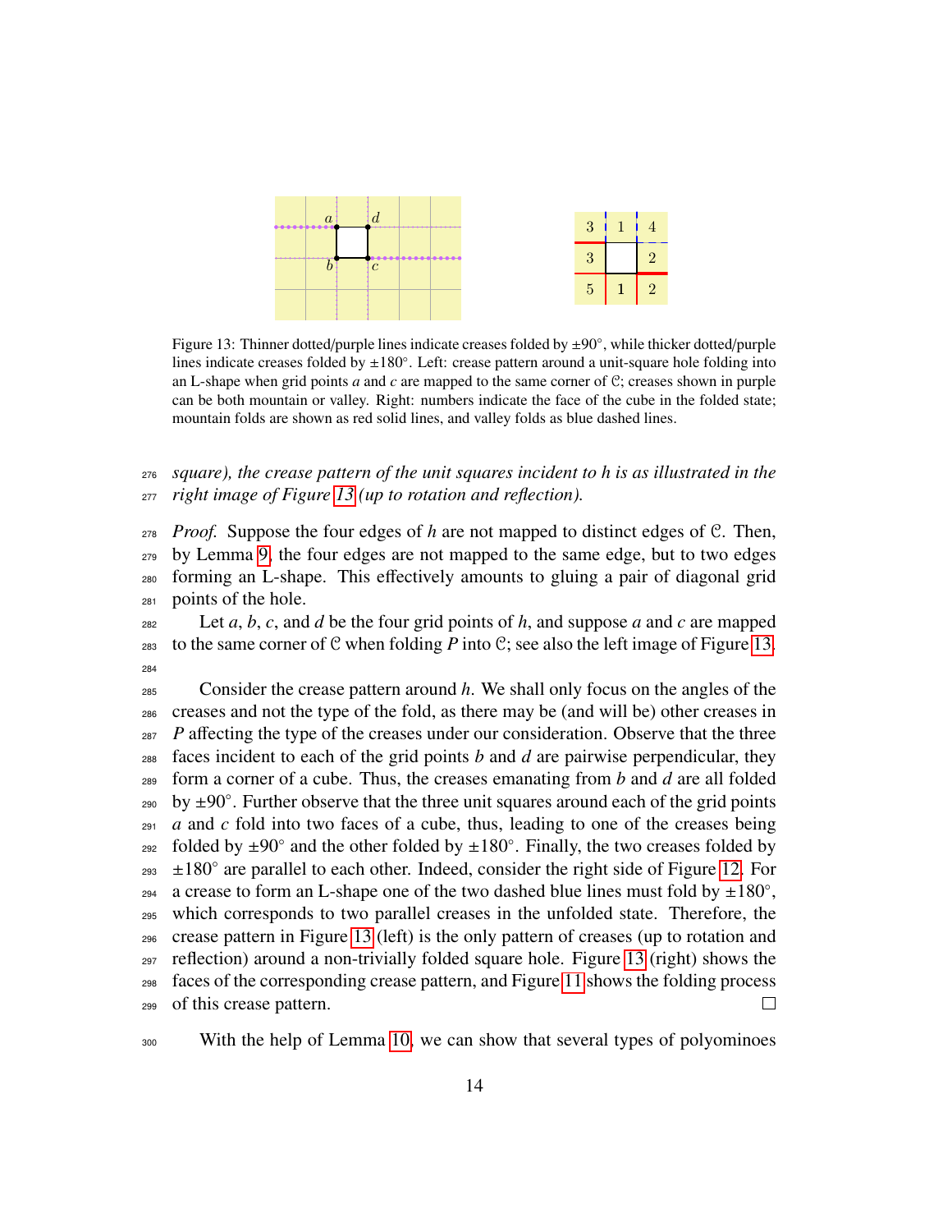Figure 13: Thinner dotted/purple lines indicate creases folded by $\pm 90°$, while thicker dotted/purple lines indicate creases folded by $\pm 180°$. Left: crease pattern around a unit-square hole folding into an L-shape when grid points $a$ and $c$ are mapped to the same corner of $\mathcal{C}$; creases shown in purple can be both mountain or valley. Right: numbers indicate the face of the cube in the folded state; mountain folds are shown as red solid lines, and valley folds as blue dashed lines.

*square), the crease pattern of the unit squares incident to h is as illustrated in the right image of Figure 13 (up to rotation and reflection).*

*Proof.* Suppose the four edges of $h$ are not mapped to distinct edges of $\mathcal{C}$. Then, by Lemma 9, the four edges are not mapped to the same edge, but to two edges forming an L-shape. This effectively amounts to gluing a pair of diagonal grid points of the hole.

Let $a$, $b$, $c$, and $d$ be the four grid points of $h$, and suppose $a$ and $c$ are mapped to the same corner of $\mathcal{C}$ when folding $P$ into $\mathcal{C}$; see also the left image of Figure 13.

Consider the crease pattern around $h$. We shall only focus on the angles of the creases and not the type of the fold, as there may be (and will be) other creases in $P$ affecting the type of the creases under our consideration. Observe that the three faces incident to each of the grid points $b$ and $d$ are pairwise perpendicular, they form a corner of a cube. Thus, the creases emanating from $b$ and $d$ are all folded by $\pm 90°$. Further observe that the three unit squares around each of the grid points $a$ and $c$ fold into two faces of a cube, thus, leading to one of the creases being folded by $\pm 90°$ and the other folded by $\pm 180°$. Finally, the two creases folded by $\pm 180°$ are parallel to each other. Indeed, consider the right side of Figure 12. For a crease to form an L-shape one of the two dashed blue lines must fold by $\pm 180°$, which corresponds to two parallel creases in the unfolded state. Therefore, the crease pattern in Figure 13 (left) is the only pattern of creases (up to rotation and reflection) around a non-trivially folded square hole. Figure 13 (right) shows the faces of the corresponding crease pattern, and Figure 11 shows the folding process of this crease pattern. □

With the help of Lemma 10, we can show that several types of polyominoes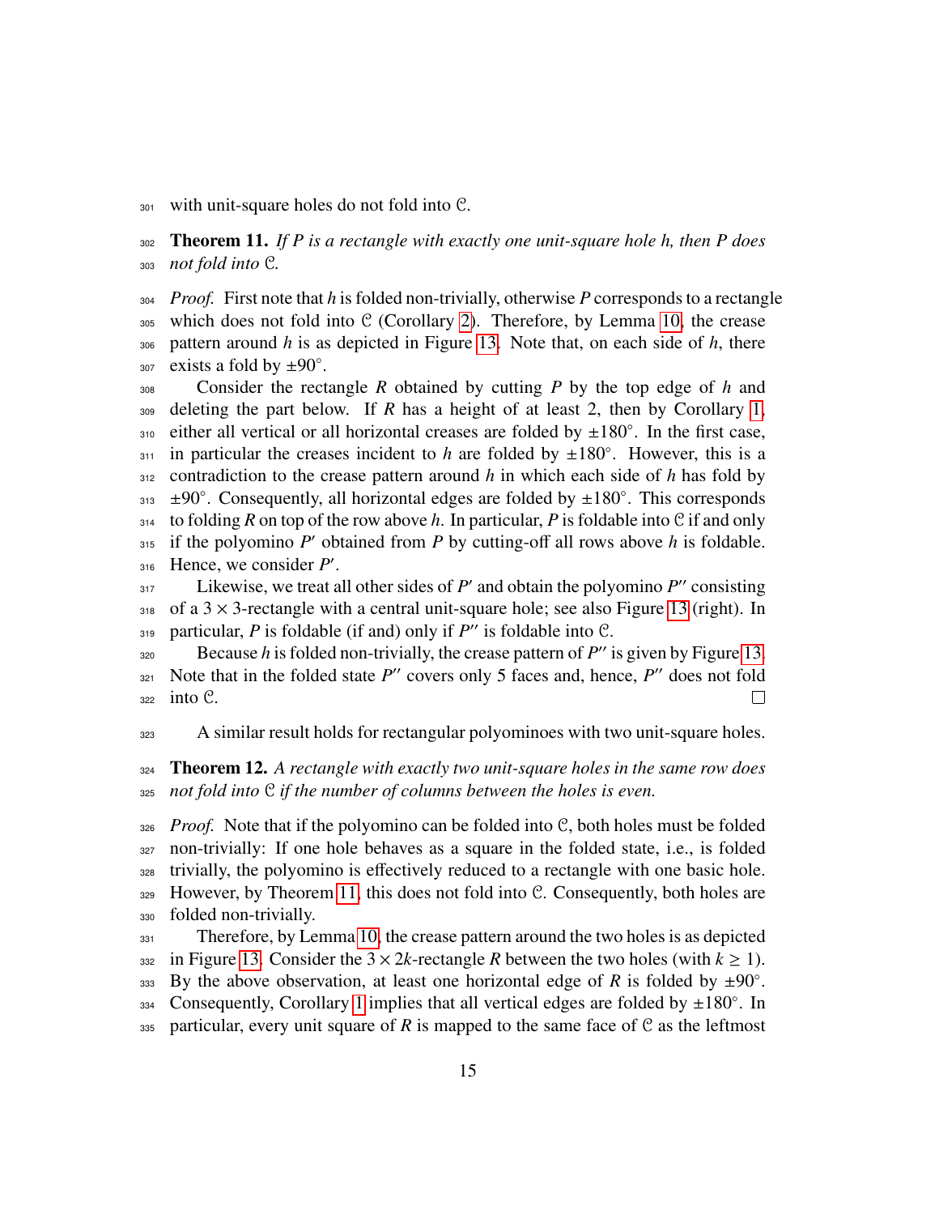with unit-square holes do not fold into $\mathcal{C}$.

**Theorem 11.** *If $P$ is a rectangle with exactly one unit-square hole $h$, then $P$ does not fold into $\mathcal{C}$.*

*Proof.* First note that $h$ is folded non-trivially, otherwise $P$ corresponds to a rectangle which does not fold into $\mathcal{C}$ (Corollary 2). Therefore, by Lemma 10, the crease pattern around $h$ is as depicted in Figure 13. Note that, on each side of $h$, there exists a fold by $\pm 90°$.

Consider the rectangle $R$ obtained by cutting $P$ by the top edge of $h$ and deleting the part below. If $R$ has a height of at least 2, then by Corollary 1, either all vertical or all horizontal creases are folded by $\pm 180°$. In the first case, in particular the creases incident to $h$ are folded by $\pm 180°$. However, this is a contradiction to the crease pattern around $h$ in which each side of $h$ has fold by $\pm 90°$. Consequently, all horizontal edges are folded by $\pm 180°$. This corresponds to folding $R$ on top of the row above $h$. In particular, $P$ is foldable into $\mathcal{C}$ if and only if the polyomino $P'$ obtained from $P$ by cutting-off all rows above $h$ is foldable. Hence, we consider $P'$.

Likewise, we treat all other sides of $P'$ and obtain the polyomino $P''$ consisting of a $3 \times 3$-rectangle with a central unit-square hole; see also Figure 13 (right). In particular, $P$ is foldable (if and) only if $P''$ is foldable into $\mathcal{C}$.

Because $h$ is folded non-trivially, the crease pattern of $P''$ is given by Figure 13. Note that in the folded state $P''$ covers only 5 faces and, hence, $P''$ does not fold into $\mathcal{C}$. □

A similar result holds for rectangular polyominoes with two unit-square holes.

**Theorem 12.** *A rectangle with exactly two unit-square holes in the same row does not fold into $\mathcal{C}$ if the number of columns between the holes is even.*

*Proof.* Note that if the polyomino can be folded into $\mathcal{C}$, both holes must be folded non-trivially: If one hole behaves as a square in the folded state, i.e., is folded trivially, the polyomino is effectively reduced to a rectangle with one basic hole. However, by Theorem 11, this does not fold into $\mathcal{C}$. Consequently, both holes are folded non-trivially.

Therefore, by Lemma 10, the crease pattern around the two holes is as depicted in Figure 13. Consider the $3 \times 2k$-rectangle $R$ between the two holes (with $k \geq 1$). By the above observation, at least one horizontal edge of $R$ is folded by $\pm 90°$. Consequently, Corollary 1 implies that all vertical edges are folded by $\pm 180°$. In particular, every unit square of $R$ is mapped to the same face of $\mathcal{C}$ as the leftmost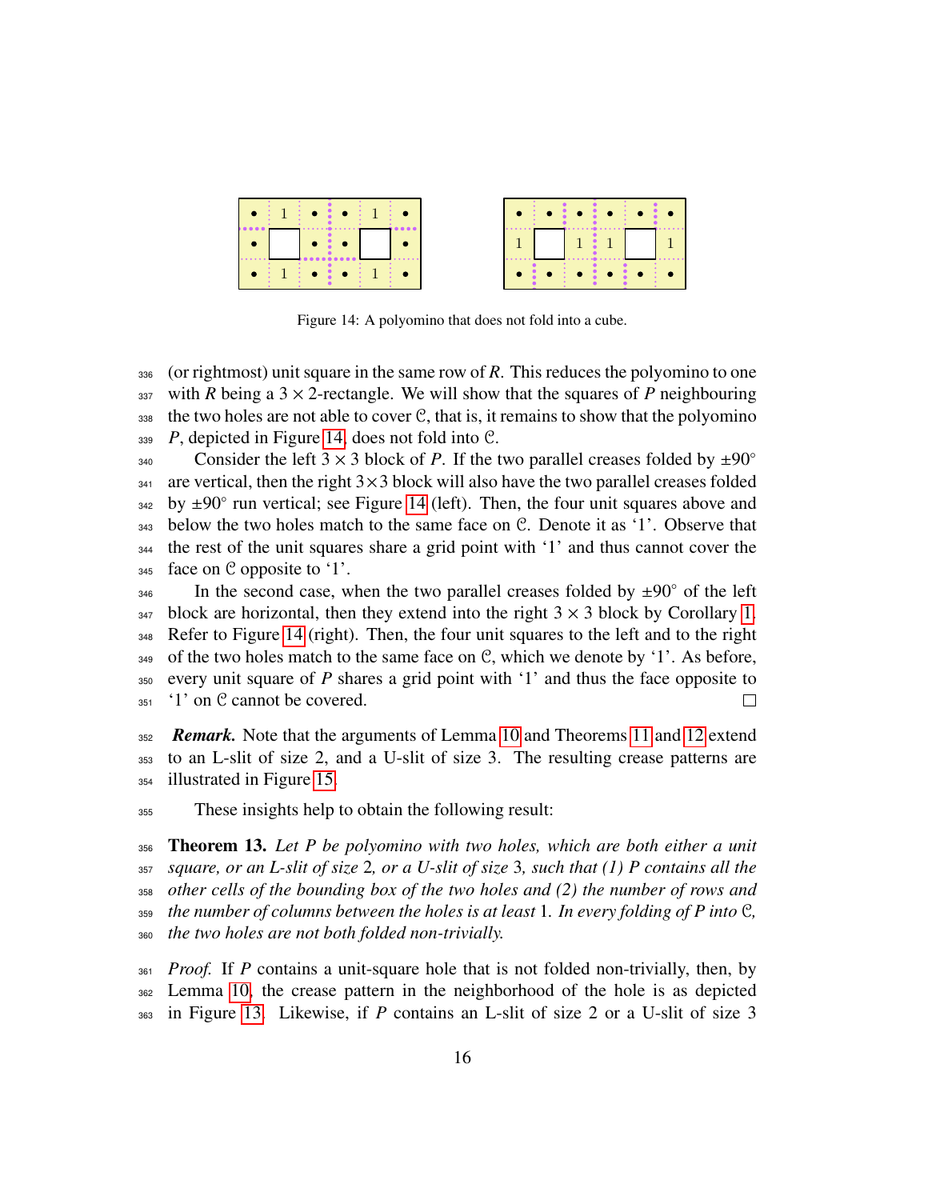Figure 14: A polyomino that does not fold into a cube.

(or rightmost) unit square in the same row of $R$. This reduces the polyomino to one with $R$ being a $3 \times 2$-rectangle. We will show that the squares of $P$ neighbouring the two holes are not able to cover $\mathcal{C}$, that is, it remains to show that the polyomino $P$, depicted in Figure 14, does not fold into $\mathcal{C}$.

Consider the left $3 \times 3$ block of $P$. If the two parallel creases folded by $\pm 90°$ are vertical, then the right $3 \times 3$ block will also have the two parallel creases folded by $\pm 90°$ run vertical; see Figure 14 (left). Then, the four unit squares above and below the two holes match to the same face on $\mathcal{C}$. Denote it as '1'. Observe that the rest of the unit squares share a grid point with '1' and thus cannot cover the face on $\mathcal{C}$ opposite to '1'.

In the second case, when the two parallel creases folded by $\pm 90°$ of the left block are horizontal, then they extend into the right $3 \times 3$ block by Corollary 1. Refer to Figure 14 (right). Then, the four unit squares to the left and to the right of the two holes match to the same face on $\mathcal{C}$, which we denote by '1'. As before, every unit square of $P$ shares a grid point with '1' and thus the face opposite to '1' on $\mathcal{C}$ cannot be covered. □

***Remark.*** Note that the arguments of Lemma 10 and Theorems 11 and 12 extend to an L-slit of size 2, and a U-slit of size 3. The resulting crease patterns are illustrated in Figure 15.

These insights help to obtain the following result:

**Theorem 13.** *Let $P$ be polyomino with two holes, which are both either a unit square, or an L-slit of size 2, or a U-slit of size 3, such that (1) $P$ contains all the other cells of the bounding box of the two holes and (2) the number of rows and the number of columns between the holes is at least 1. In every folding of $P$ into $\mathcal{C}$, the two holes are not both folded non-trivially.*

*Proof.* If $P$ contains a unit-square hole that is not folded non-trivially, then, by Lemma 10, the crease pattern in the neighborhood of the hole is as depicted in Figure 13. Likewise, if $P$ contains an L-slit of size 2 or a U-slit of size 3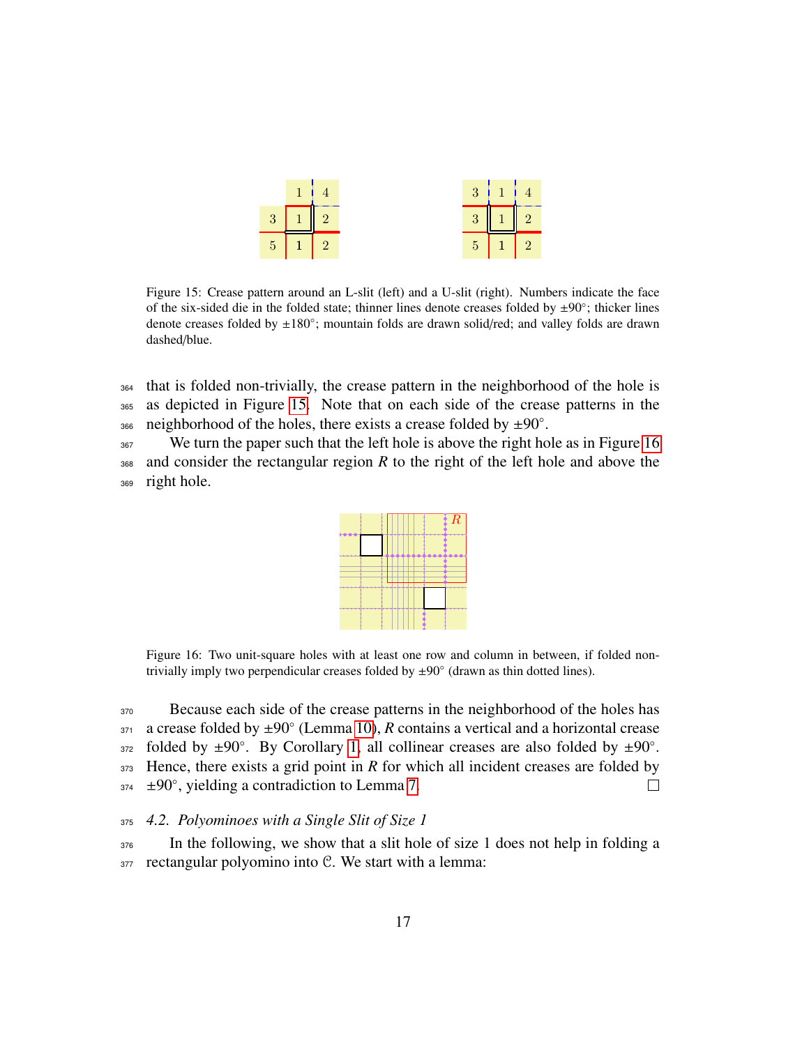Figure 15: Crease pattern around an L-slit (left) and a U-slit (right). Numbers indicate the face of the six-sided die in the folded state; thinner lines denote creases folded by $\pm 90^\circ$; thicker lines denote creases folded by $\pm 180^\circ$; mountain folds are drawn solid/red; and valley folds are drawn dashed/blue.

that is folded non-trivially, the crease pattern in the neighborhood of the hole is as depicted in Figure 15. Note that on each side of the crease patterns in the neighborhood of the holes, there exists a crease folded by $\pm 90^\circ$.

We turn the paper such that the left hole is above the right hole as in Figure 16 and consider the rectangular region $R$ to the right of the left hole and above the right hole.

Figure 16: Two unit-square holes with at least one row and column in between, if folded non-trivially imply two perpendicular creases folded by $\pm 90^\circ$ (drawn as thin dotted lines).

Because each side of the crease patterns in the neighborhood of the holes has a crease folded by $\pm 90^\circ$ (Lemma 10), $R$ contains a vertical and a horizontal crease folded by $\pm 90^\circ$. By Corollary 1, all collinear creases are also folded by $\pm 90^\circ$. Hence, there exists a grid point in $R$ for which all incident creases are folded by $\pm 90^\circ$, yielding a contradiction to Lemma 7. □

### 4.2. Polyominoes with a Single Slit of Size 1

In the following, we show that a slit hole of size 1 does not help in folding a rectangular polyomino into $\mathcal{C}$. We start with a lemma: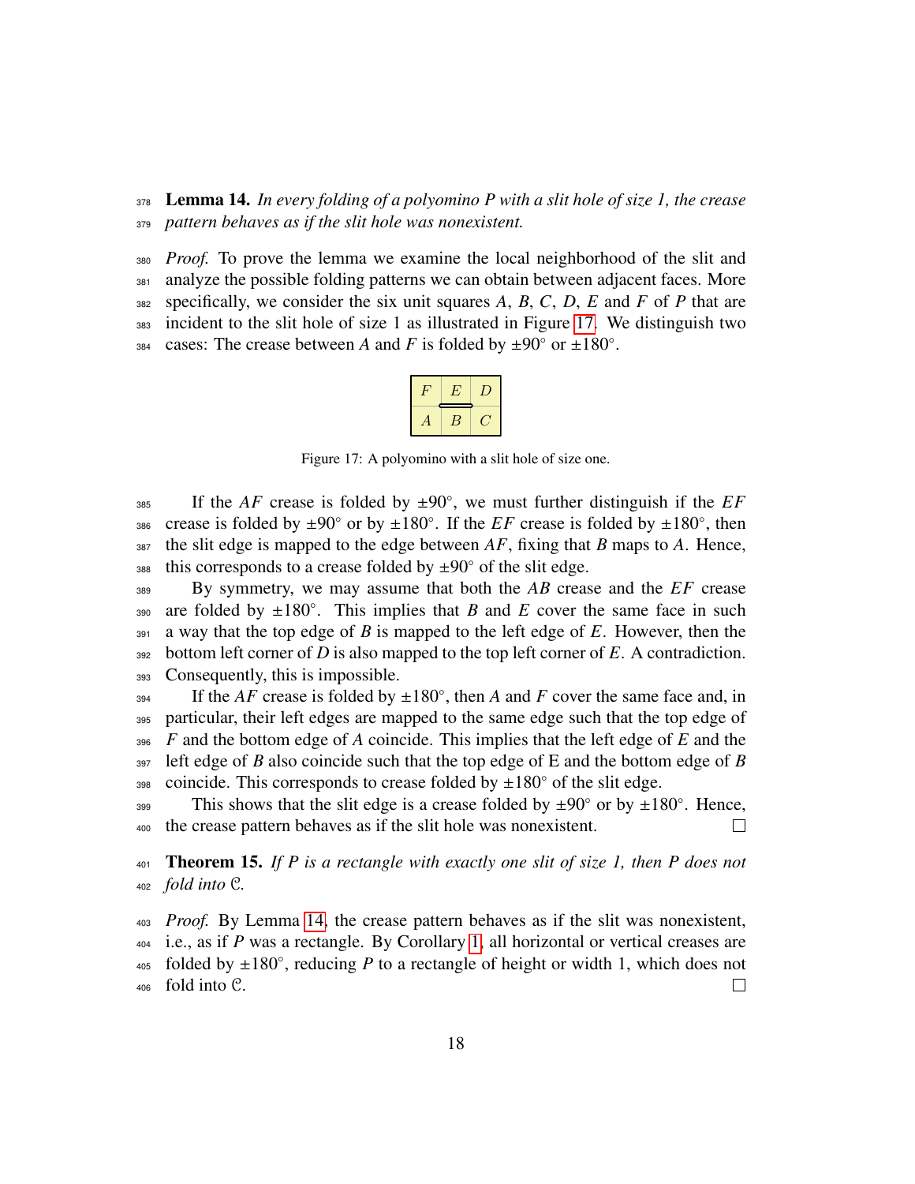**Lemma 14.** *In every folding of a polyomino P with a slit hole of size 1, the crease pattern behaves as if the slit hole was nonexistent.*

*Proof.* To prove the lemma we examine the local neighborhood of the slit and analyze the possible folding patterns we can obtain between adjacent faces. More specifically, we consider the six unit squares $A$, $B$, $C$, $D$, $E$ and $F$ of $P$ that are incident to the slit hole of size 1 as illustrated in Figure 17. We distinguish two cases: The crease between $A$ and $F$ is folded by $\pm 90^\circ$ or $\pm 180^\circ$.

| $F$ | $E$ | $D$ |
|---|---|---|
| $A$ | $B$ | $C$ |

Figure 17: A polyomino with a slit hole of size one.

If the $AF$ crease is folded by $\pm 90^\circ$, we must further distinguish if the $EF$ crease is folded by $\pm 90^\circ$ or by $\pm 180^\circ$. If the $EF$ crease is folded by $\pm 180^\circ$, then the slit edge is mapped to the edge between $AF$, fixing that $B$ maps to $A$. Hence, this corresponds to a crease folded by $\pm 90^\circ$ of the slit edge.

By symmetry, we may assume that both the $AB$ crease and the $EF$ crease are folded by $\pm 180^\circ$. This implies that $B$ and $E$ cover the same face in such a way that the top edge of $B$ is mapped to the left edge of $E$. However, then the bottom left corner of $D$ is also mapped to the top left corner of $E$. A contradiction. Consequently, this is impossible.

If the $AF$ crease is folded by $\pm 180^\circ$, then $A$ and $F$ cover the same face and, in particular, their left edges are mapped to the same edge such that the top edge of $F$ and the bottom edge of $A$ coincide. This implies that the left edge of $E$ and the left edge of $B$ also coincide such that the top edge of E and the bottom edge of $B$ coincide. This corresponds to crease folded by $\pm 180^\circ$ of the slit edge.

This shows that the slit edge is a crease folded by $\pm 90^\circ$ or by $\pm 180^\circ$. Hence, the crease pattern behaves as if the slit hole was nonexistent. □

**Theorem 15.** *If P is a rectangle with exactly one slit of size 1, then P does not fold into $\mathcal{C}$.*

*Proof.* By Lemma 14, the crease pattern behaves as if the slit was nonexistent, i.e., as if $P$ was a rectangle. By Corollary 1, all horizontal or vertical creases are folded by $\pm 180^\circ$, reducing $P$ to a rectangle of height or width 1, which does not fold into $\mathcal{C}$. □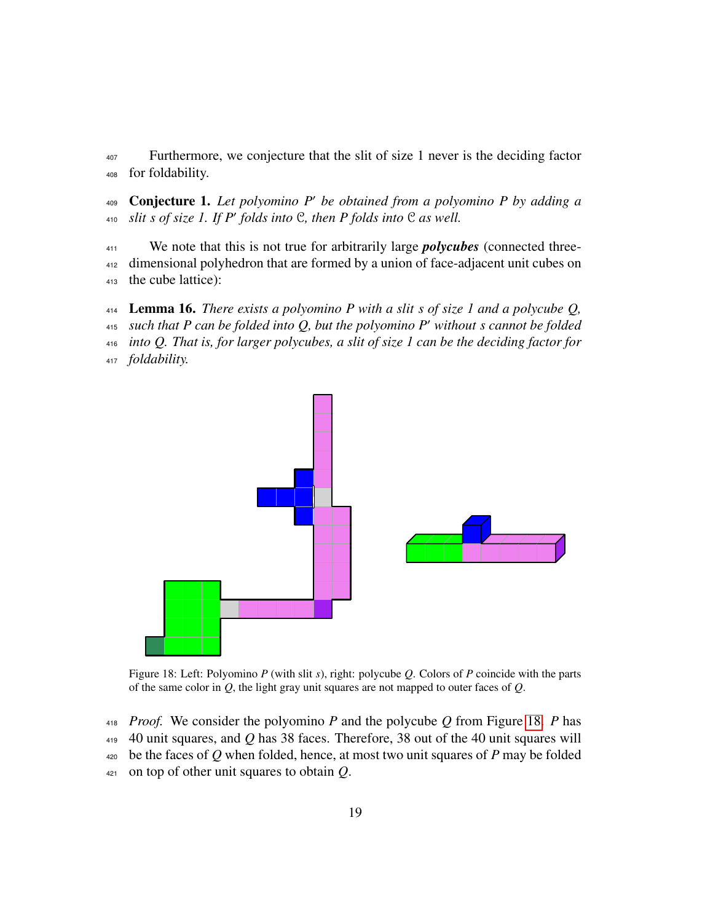Furthermore, we conjecture that the slit of size 1 never is the deciding factor for foldability.

**Conjecture 1.** *Let polyomino $P'$ be obtained from a polyomino $P$ by adding a slit $s$ of size 1. If $P'$ folds into $\mathcal{C}$, then $P$ folds into $\mathcal{C}$ as well.*

We note that this is not true for arbitrarily large ***polycubes*** (connected three-dimensional polyhedron that are formed by a union of face-adjacent unit cubes on the cube lattice):

**Lemma 16.** *There exists a polyomino $P$ with a slit $s$ of size 1 and a polycube $Q$, such that $P$ can be folded into $Q$, but the polyomino $P'$ without $s$ cannot be folded into $Q$. That is, for larger polycubes, a slit of size 1 can be the deciding factor for foldability.*

Figure 18: Left: Polyomino $P$ (with slit $s$), right: polycube $Q$. Colors of $P$ coincide with the parts of the same color in $Q$, the light gray unit squares are not mapped to outer faces of $Q$.

*Proof.* We consider the polyomino $P$ and the polycube $Q$ from Figure 18. $P$ has 40 unit squares, and $Q$ has 38 faces. Therefore, 38 out of the 40 unit squares will be the faces of $Q$ when folded, hence, at most two unit squares of $P$ may be folded on top of other unit squares to obtain $Q$.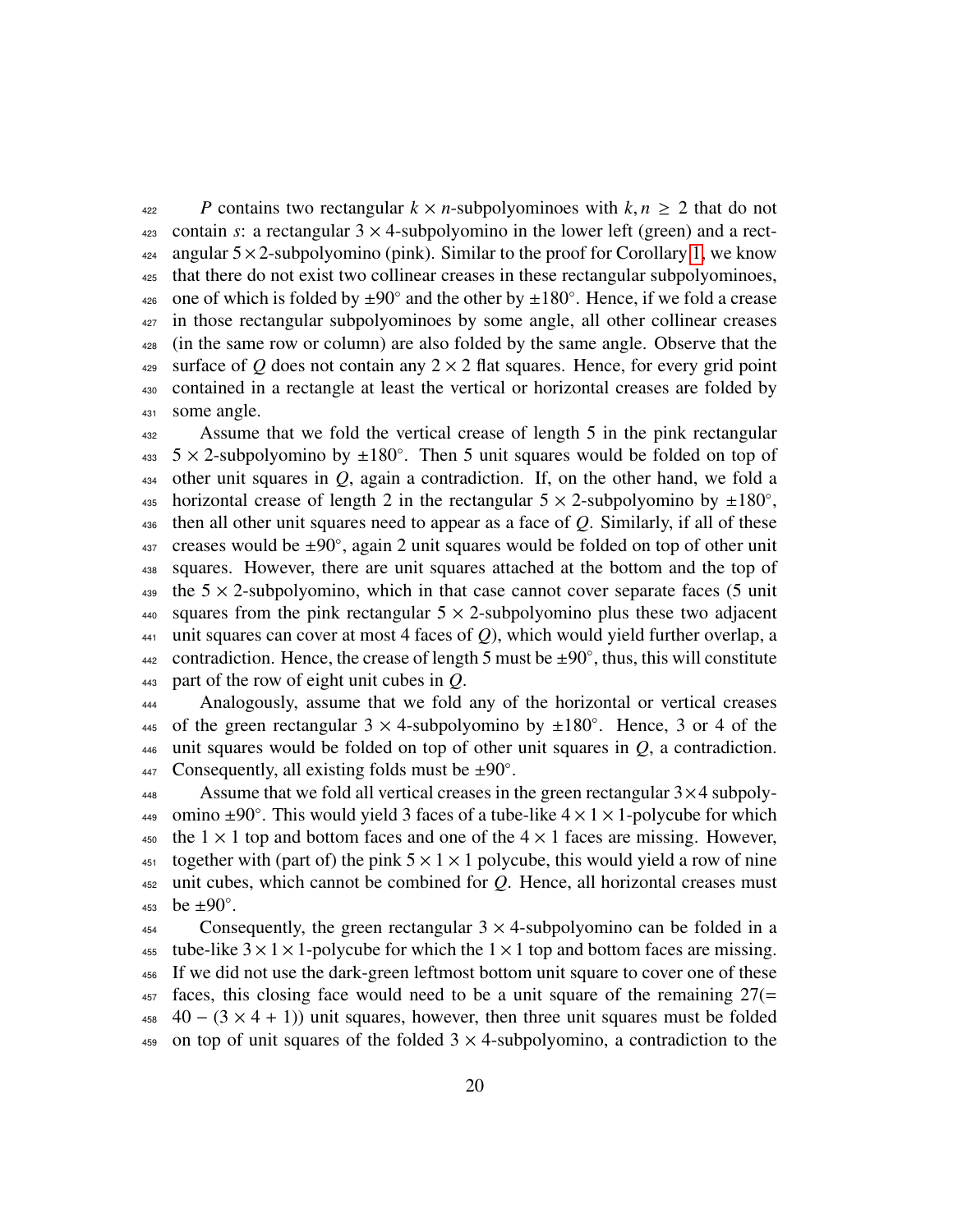$P$ contains two rectangular $k \times n$-subpolyominoes with $k, n \geq 2$ that do not contain $s$: a rectangular $3 \times 4$-subpolyomino in the lower left (green) and a rectangular $5 \times 2$-subpolyomino (pink). Similar to the proof for Corollary 1, we know that there do not exist two collinear creases in these rectangular subpolyominoes, one of which is folded by $\pm 90^\circ$ and the other by $\pm 180^\circ$. Hence, if we fold a crease in those rectangular subpolyominoes by some angle, all other collinear creases (in the same row or column) are also folded by the same angle. Observe that the surface of $Q$ does not contain any $2 \times 2$ flat squares. Hence, for every grid point contained in a rectangle at least the vertical or horizontal creases are folded by some angle.

Assume that we fold the vertical crease of length 5 in the pink rectangular $5 \times 2$-subpolyomino by $\pm 180^\circ$. Then 5 unit squares would be folded on top of other unit squares in $Q$, again a contradiction. If, on the other hand, we fold a horizontal crease of length 2 in the rectangular $5 \times 2$-subpolyomino by $\pm 180^\circ$, then all other unit squares need to appear as a face of $Q$. Similarly, if all of these creases would be $\pm 90^\circ$, again 2 unit squares would be folded on top of other unit squares. However, there are unit squares attached at the bottom and the top of the $5 \times 2$-subpolyomino, which in that case cannot cover separate faces (5 unit squares from the pink rectangular $5 \times 2$-subpolyomino plus these two adjacent unit squares can cover at most 4 faces of $Q$), which would yield further overlap, a contradiction. Hence, the crease of length 5 must be $\pm 90^\circ$, thus, this will constitute part of the row of eight unit cubes in $Q$.

Analogously, assume that we fold any of the horizontal or vertical creases of the green rectangular $3 \times 4$-subpolyomino by $\pm 180^\circ$. Hence, 3 or 4 of the unit squares would be folded on top of other unit squares in $Q$, a contradiction. Consequently, all existing folds must be $\pm 90^\circ$.

Assume that we fold all vertical creases in the green rectangular $3 \times 4$ subpolyomino $\pm 90^\circ$. This would yield 3 faces of a tube-like $4 \times 1 \times 1$-polycube for which the $1 \times 1$ top and bottom faces and one of the $4 \times 1$ faces are missing. However, together with (part of) the pink $5 \times 1 \times 1$ polycube, this would yield a row of nine unit cubes, which cannot be combined for $Q$. Hence, all horizontal creases must be $\pm 90^\circ$.

Consequently, the green rectangular $3 \times 4$-subpolyomino can be folded in a tube-like $3 \times 1 \times 1$-polycube for which the $1 \times 1$ top and bottom faces are missing. If we did not use the dark-green leftmost bottom unit square to cover one of these faces, this closing face would need to be a unit square of the remaining $27 (= 40 - (3 \times 4 + 1))$ unit squares, however, then three unit squares must be folded on top of unit squares of the folded $3 \times 4$-subpolyomino, a contradiction to the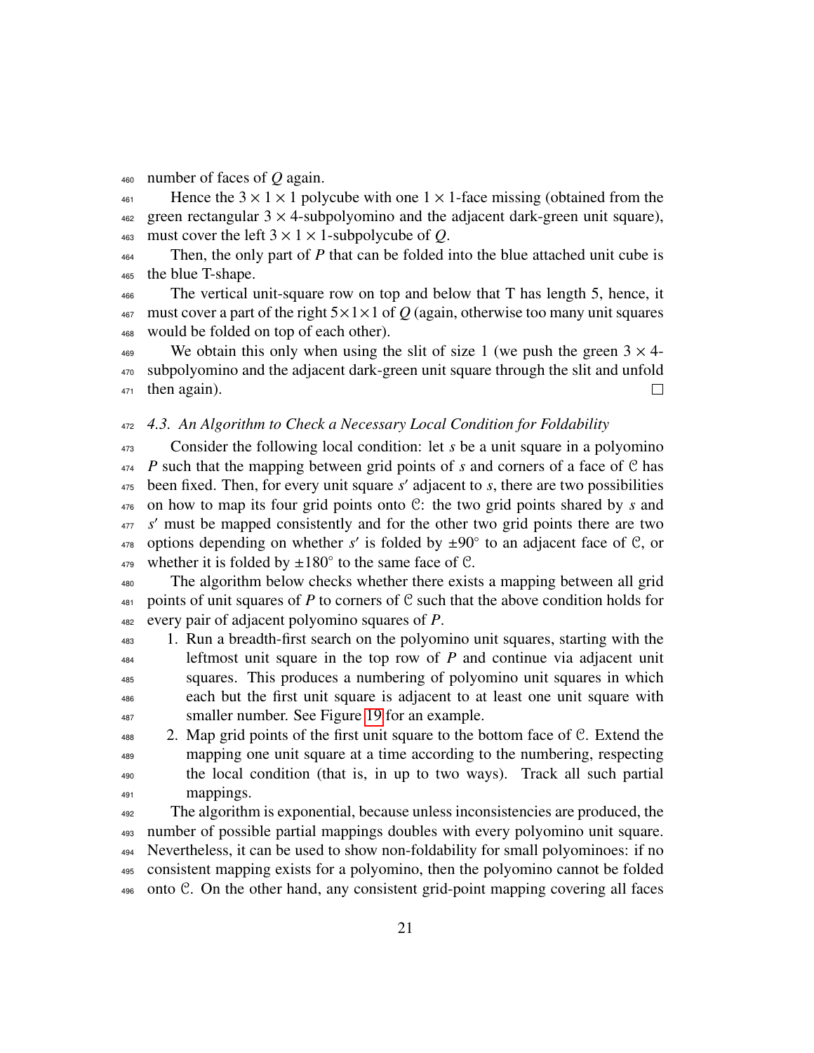number of faces of $Q$ again.

Hence the $3 \times 1 \times 1$ polycube with one $1 \times 1$-face missing (obtained from the green rectangular $3 \times 4$-subpolyomino and the adjacent dark-green unit square), must cover the left $3 \times 1 \times 1$-subpolycube of $Q$.

Then, the only part of $P$ that can be folded into the blue attached unit cube is the blue T-shape.

The vertical unit-square row on top and below that T has length 5, hence, it must cover a part of the right $5 \times 1 \times 1$ of $Q$ (again, otherwise too many unit squares would be folded on top of each other).

We obtain this only when using the slit of size 1 (we push the green $3 \times 4$-subpolyomino and the adjacent dark-green unit square through the slit and unfold then again). □

### *4.3. An Algorithm to Check a Necessary Local Condition for Foldability*

Consider the following local condition: let $s$ be a unit square in a polyomino $P$ such that the mapping between grid points of $s$ and corners of a face of $\mathcal{C}$ has been fixed. Then, for every unit square $s'$ adjacent to $s$, there are two possibilities on how to map its four grid points onto $\mathcal{C}$: the two grid points shared by $s$ and $s'$ must be mapped consistently and for the other two grid points there are two options depending on whether $s'$ is folded by $\pm 90^\circ$ to an adjacent face of $\mathcal{C}$, or whether it is folded by $\pm 180^\circ$ to the same face of $\mathcal{C}$.

The algorithm below checks whether there exists a mapping between all grid points of unit squares of $P$ to corners of $\mathcal{C}$ such that the above condition holds for every pair of adjacent polyomino squares of $P$.

1. Run a breadth-first search on the polyomino unit squares, starting with the leftmost unit square in the top row of $P$ and continue via adjacent unit squares. This produces a numbering of polyomino unit squares in which each but the first unit square is adjacent to at least one unit square with smaller number. See Figure 19 for an example.
2. Map grid points of the first unit square to the bottom face of $\mathcal{C}$. Extend the mapping one unit square at a time according to the numbering, respecting the local condition (that is, in up to two ways). Track all such partial mappings.

The algorithm is exponential, because unless inconsistencies are produced, the number of possible partial mappings doubles with every polyomino unit square. Nevertheless, it can be used to show non-foldability for small polyominoes: if no consistent mapping exists for a polyomino, then the polyomino cannot be folded onto $\mathcal{C}$. On the other hand, any consistent grid-point mapping covering all faces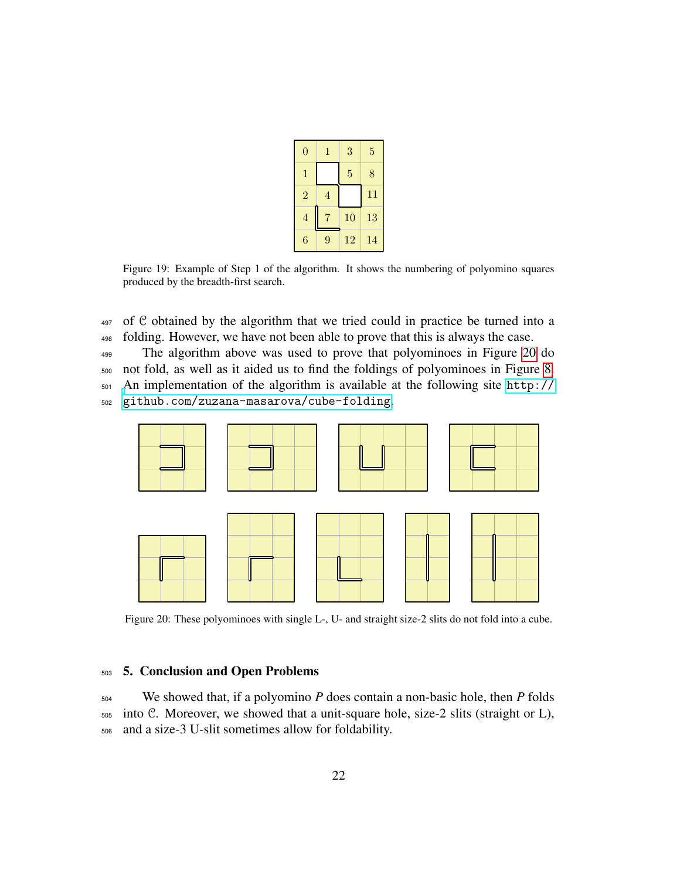| | | | |
|---|---|---|---|
| 0 | 1 | 3 | 5 |
| 1 | | 5 | 8 |
| 2 | 4 | | 11 |
| 4 | 7 | 10 | 13 |
| 6 | 9 | 12 | 14 |

Figure 19: Example of Step 1 of the algorithm. It shows the numbering of polyomino squares produced by the breadth-first search.

of $\mathcal{C}$ obtained by the algorithm that we tried could in practice be turned into a folding. However, we have not been able to prove that this is always the case.

The algorithm above was used to prove that polyominoes in Figure 20 do not fold, as well as it aided us to find the foldings of polyominoes in Figure 8. An implementation of the algorithm is available at the following site http://github.com/zuzana-masarova/cube-folding.

Figure 20: These polyominoes with single L-, U- and straight size-2 slits do not fold into a cube.

## 5. Conclusion and Open Problems

We showed that, if a polyomino $P$ does contain a non-basic hole, then $P$ folds into $\mathcal{C}$. Moreover, we showed that a unit-square hole, size-2 slits (straight or L), and a size-3 U-slit sometimes allow for foldability.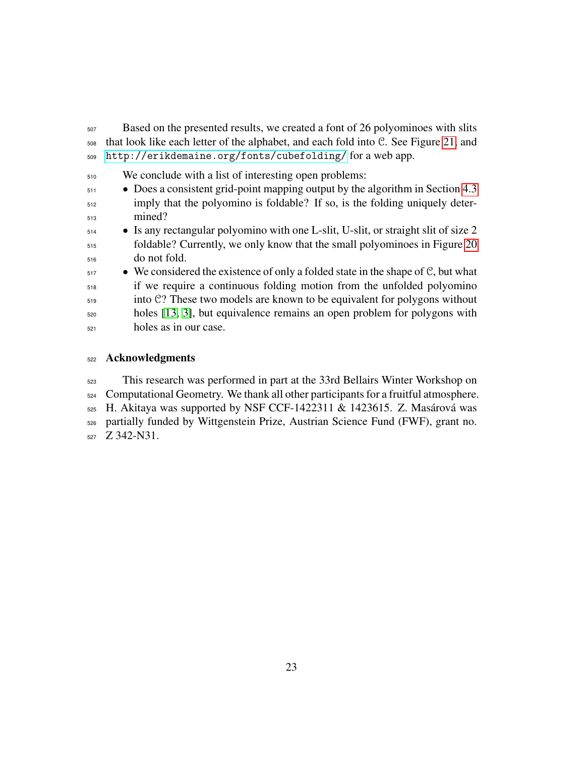Based on the presented results, we created a font of 26 polyominoes with slits that look like each letter of the alphabet, and each fold into $\mathcal{C}$. See Figure 21, and http://erikdemaine.org/fonts/cubefolding/ for a web app.

We conclude with a list of interesting open problems:

- Does a consistent grid-point mapping output by the algorithm in Section 4.3 imply that the polyomino is foldable? If so, is the folding uniquely determined?
- Is any rectangular polyomino with one L-slit, U-slit, or straight slit of size 2 foldable? Currently, we only know that the small polyominoes in Figure 20 do not fold.
- We considered the existence of only a folded state in the shape of $\mathcal{C}$, but what if we require a continuous folding motion from the unfolded polyomino into $\mathcal{C}$? These two models are known to be equivalent for polygons without holes [13, 3], but equivalence remains an open problem for polygons with holes as in our case.

## Acknowledgments

This research was performed in part at the 33rd Bellairs Winter Workshop on Computational Geometry. We thank all other participants for a fruitful atmosphere. H. Akitaya was supported by NSF CCF-1422311 & 1423615. Z. Masárová was partially funded by Wittgenstein Prize, Austrian Science Fund (FWF), grant no. Z 342-N31.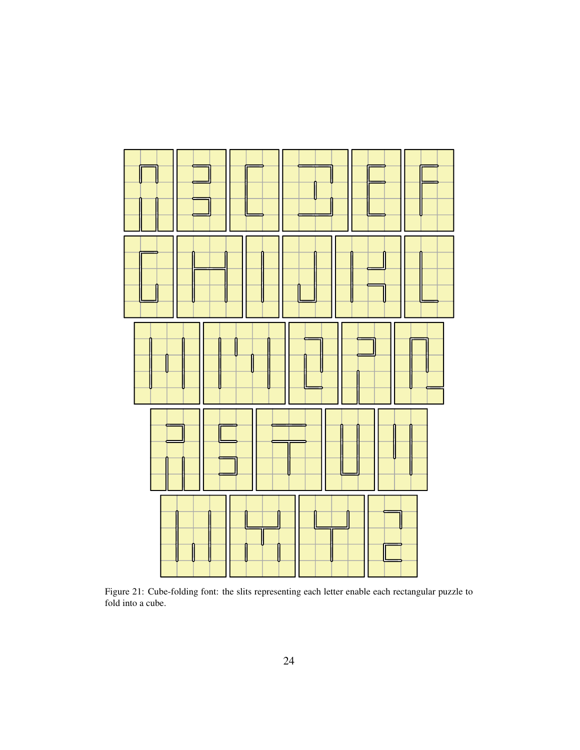Figure 21: Cube-folding font: the slits representing each letter enable each rectangular puzzle to fold into a cube.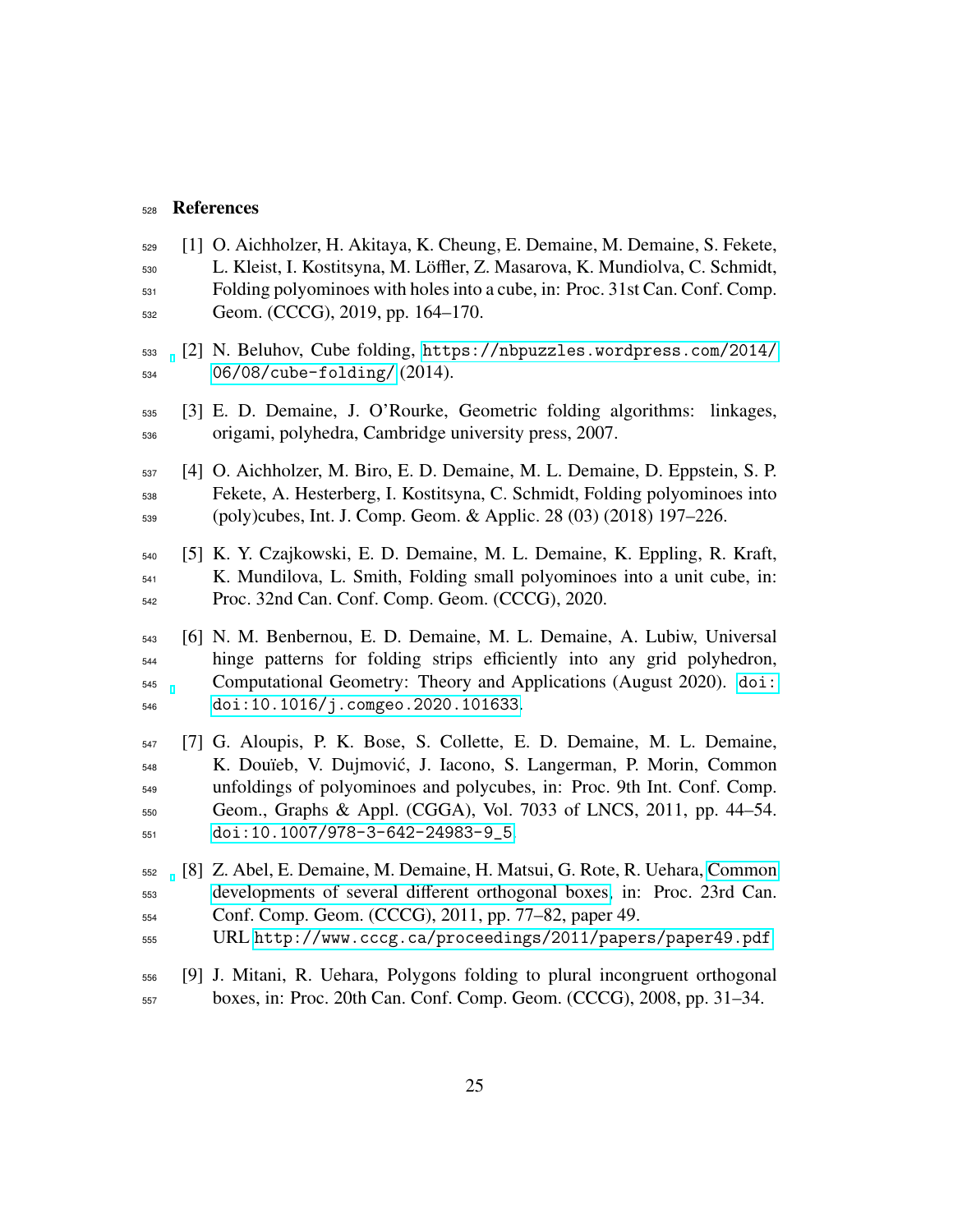## References

[1] O. Aichholzer, H. Akitaya, K. Cheung, E. Demaine, M. Demaine, S. Fekete, L. Kleist, I. Kostitsyna, M. Löffler, Z. Masarova, K. Mundiolva, C. Schmidt, Folding polyominoes with holes into a cube, in: Proc. 31st Can. Conf. Comp. Geom. (CCCG), 2019, pp. 164–170.

[2] N. Beluhov, Cube folding, https://nbpuzzles.wordpress.com/2014/06/08/cube-folding/ (2014).

[3] E. D. Demaine, J. O'Rourke, Geometric folding algorithms: linkages, origami, polyhedra, Cambridge university press, 2007.

[4] O. Aichholzer, M. Biro, E. D. Demaine, M. L. Demaine, D. Eppstein, S. P. Fekete, A. Hesterberg, I. Kostitsyna, C. Schmidt, Folding polyominoes into (poly)cubes, Int. J. Comp. Geom. & Applic. 28 (03) (2018) 197–226.

[5] K. Y. Czajkowski, E. D. Demaine, M. L. Demaine, K. Eppling, R. Kraft, K. Mundilova, L. Smith, Folding small polyominoes into a unit cube, in: Proc. 32nd Can. Conf. Comp. Geom. (CCCG), 2020.

[6] N. M. Benbernou, E. D. Demaine, M. L. Demaine, A. Lubiw, Universal hinge patterns for folding strips efficiently into any grid polyhedron, Computational Geometry: Theory and Applications (August 2020). doi:doi:10.1016/j.comgeo.2020.101633.

[7] G. Aloupis, P. K. Bose, S. Collette, E. D. Demaine, M. L. Demaine, K. Douïeb, V. Dujmović, J. Iacono, S. Langerman, P. Morin, Common unfoldings of polyominoes and polycubes, in: Proc. 9th Int. Conf. Comp. Geom., Graphs & Appl. (CGGA), Vol. 7033 of LNCS, 2011, pp. 44–54. doi:10.1007/978-3-642-24983-9_5.

[8] Z. Abel, E. Demaine, M. Demaine, H. Matsui, G. Rote, R. Uehara, Common developments of several different orthogonal boxes, in: Proc. 23rd Can. Conf. Comp. Geom. (CCCG), 2011, pp. 77–82, paper 49. URL http://www.cccg.ca/proceedings/2011/papers/paper49.pdf

[9] J. Mitani, R. Uehara, Polygons folding to plural incongruent orthogonal boxes, in: Proc. 20th Can. Conf. Comp. Geom. (CCCG), 2008, pp. 31–34.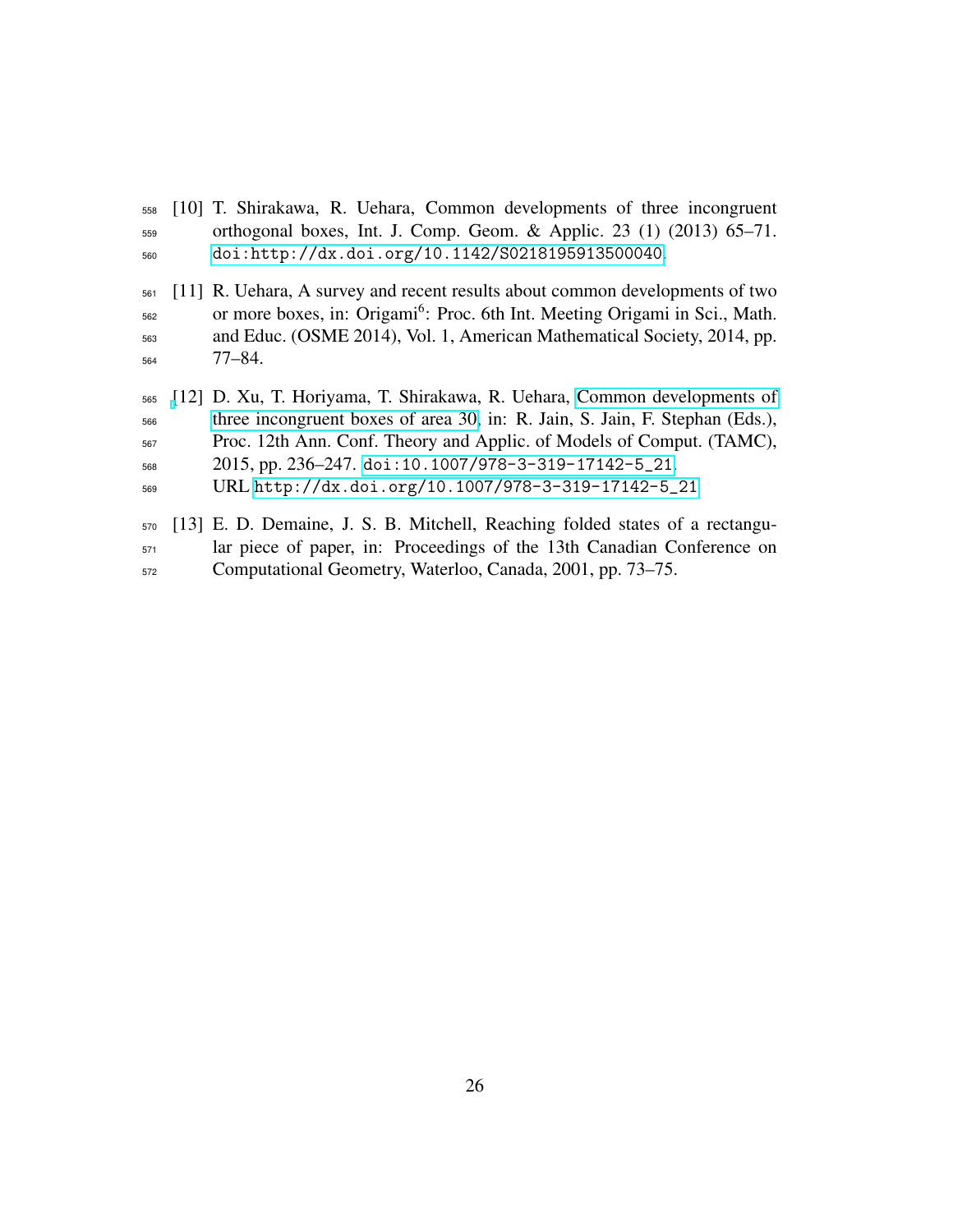[10] T. Shirakawa, R. Uehara, Common developments of three incongruent orthogonal boxes, Int. J. Comp. Geom. & Applic. 23 (1) (2013) 65–71. doi:http://dx.doi.org/10.1142/S0218195913500040.

[11] R. Uehara, A survey and recent results about common developments of two or more boxes, in: Origami[6]: Proc. 6th Int. Meeting Origami in Sci., Math. and Educ. (OSME 2014), Vol. 1, American Mathematical Society, 2014, pp. 77–84.

[12] D. Xu, T. Horiyama, T. Shirakawa, R. Uehara, Common developments of three incongruent boxes of area 30, in: R. Jain, S. Jain, F. Stephan (Eds.), Proc. 12th Ann. Conf. Theory and Applic. of Models of Comput. (TAMC), 2015, pp. 236–247. doi:10.1007/978-3-319-17142-5_21. URL http://dx.doi.org/10.1007/978-3-319-17142-5_21

[13] E. D. Demaine, J. S. B. Mitchell, Reaching folded states of a rectangular piece of paper, in: Proceedings of the 13th Canadian Conference on Computational Geometry, Waterloo, Canada, 2001, pp. 73–75.